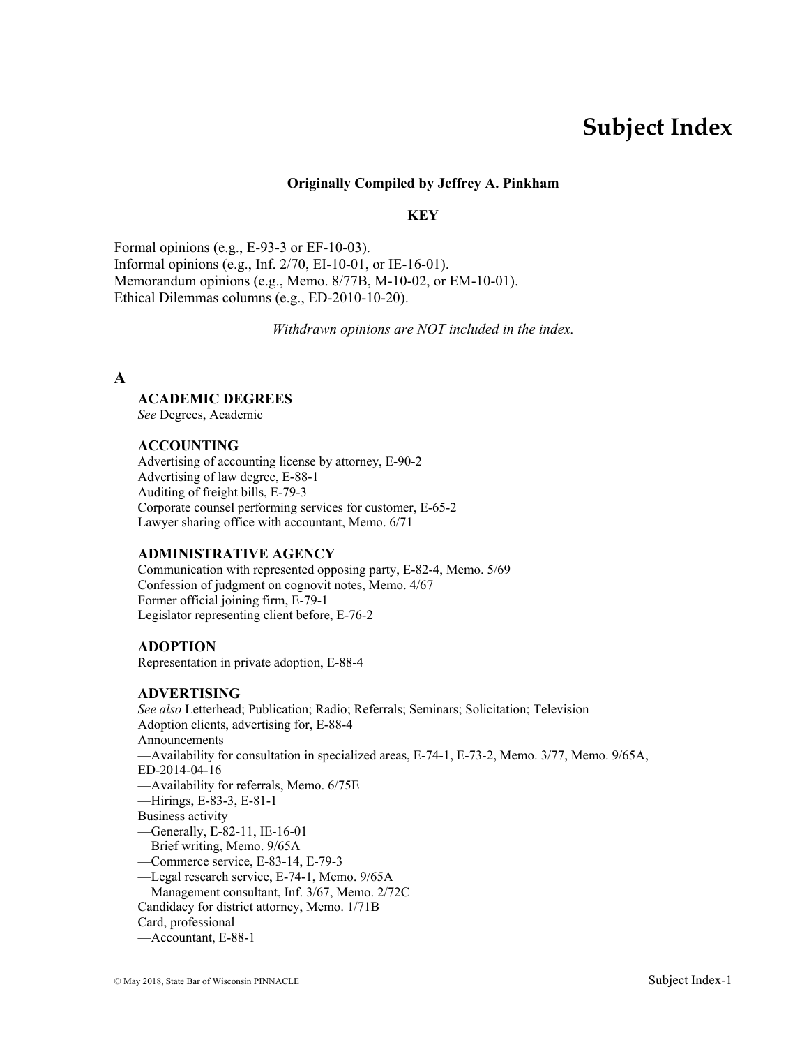# Subject Index

**Originally Compiled by Jeffrey A. Pinkham**

**KEY**

Formal opinions (e.g., E-93-3 or EF-10-03).
Informal opinions (e.g., Inf. 2/70, EI-10-01, or IE-16-01).
Memorandum opinions (e.g., Memo. 8/77B, M-10-02, or EM-10-01).
Ethical Dilemmas columns (e.g., ED-2010-10-20).

*Withdrawn opinions are NOT included in the index.*

## A

### ACADEMIC DEGREES

*See* Degrees, Academic

### ACCOUNTING

Advertising of accounting license by attorney, E-90-2
Advertising of law degree, E-88-1
Auditing of freight bills, E-79-3
Corporate counsel performing services for customer, E-65-2
Lawyer sharing office with accountant, Memo. 6/71

### ADMINISTRATIVE AGENCY

Communication with represented opposing party, E-82-4, Memo. 5/69
Confession of judgment on cognovit notes, Memo. 4/67
Former official joining firm, E-79-1
Legislator representing client before, E-76-2

### ADOPTION

Representation in private adoption, E-88-4

### ADVERTISING

*See also* Letterhead; Publication; Radio; Referrals; Seminars; Solicitation; Television
Adoption clients, advertising for, E-88-4
Announcements
—Availability for consultation in specialized areas, E-74-1, E-73-2, Memo. 3/77, Memo. 9/65A, ED-2014-04-16
—Availability for referrals, Memo. 6/75E
—Hirings, E-83-3, E-81-1
Business activity
—Generally, E-82-11, IE-16-01
—Brief writing, Memo. 9/65A
—Commerce service, E-83-14, E-79-3
—Legal research service, E-74-1, Memo. 9/65A
—Management consultant, Inf. 3/67, Memo. 2/72C
Candidacy for district attorney, Memo. 1/71B
Card, professional
—Accountant, E-88-1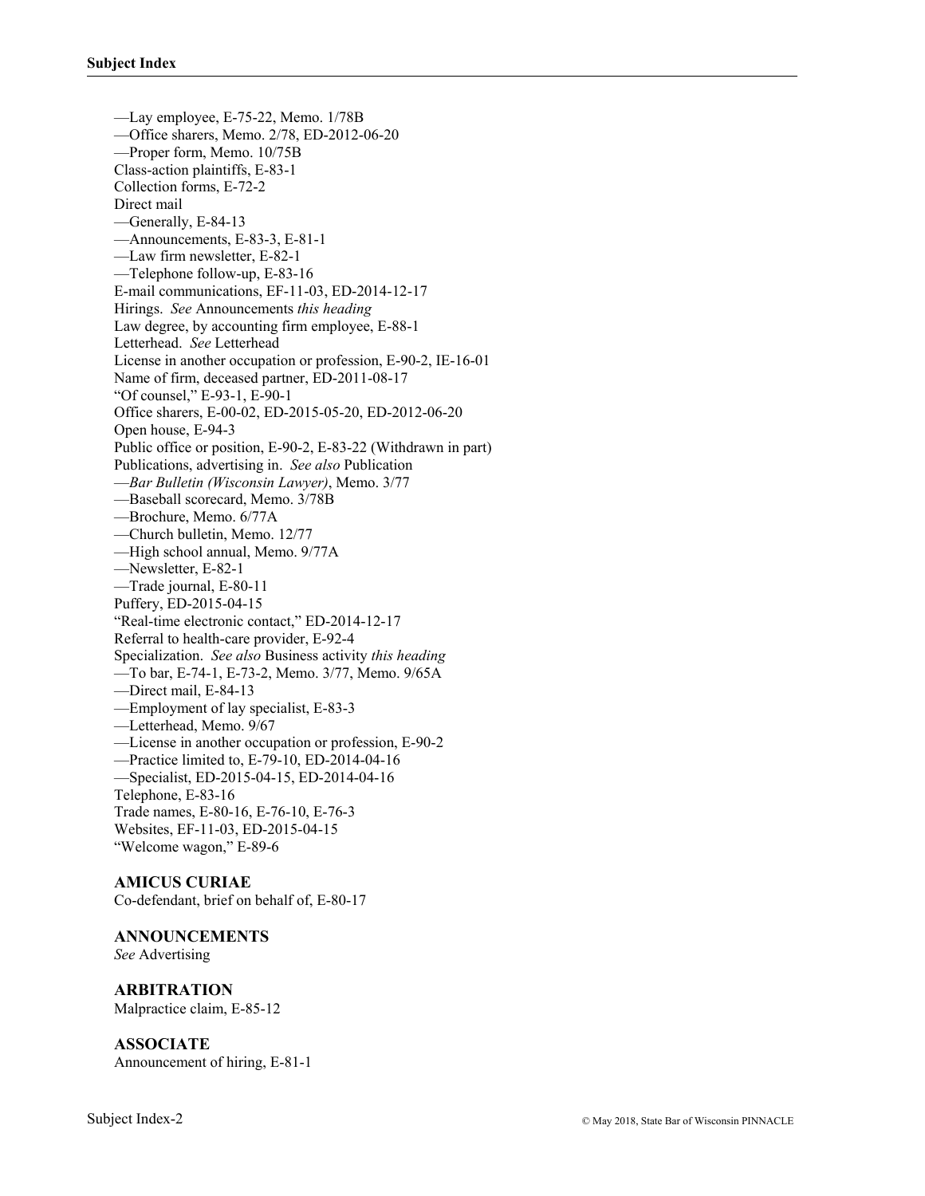—Lay employee, E-75-22, Memo. 1/78B
—Office sharers, Memo. 2/78, ED-2012-06-20
—Proper form, Memo. 10/75B
Class-action plaintiffs, E-83-1
Collection forms, E-72-2
Direct mail
—Generally, E-84-13
—Announcements, E-83-3, E-81-1
—Law firm newsletter, E-82-1
—Telephone follow-up, E-83-16
E-mail communications, EF-11-03, ED-2014-12-17
Hirings. *See* Announcements *this heading*
Law degree, by accounting firm employee, E-88-1
Letterhead. *See* Letterhead
License in another occupation or profession, E-90-2, IE-16-01
Name of firm, deceased partner, ED-2011-08-17
"Of counsel," E-93-1, E-90-1
Office sharers, E-00-02, ED-2015-05-20, ED-2012-06-20
Open house, E-94-3
Public office or position, E-90-2, E-83-22 (Withdrawn in part)
Publications, advertising in. *See also* Publication
—*Bar Bulletin (Wisconsin Lawyer)*, Memo. 3/77
—Baseball scorecard, Memo. 3/78B
—Brochure, Memo. 6/77A
—Church bulletin, Memo. 12/77
—High school annual, Memo. 9/77A
—Newsletter, E-82-1
—Trade journal, E-80-11
Puffery, ED-2015-04-15
"Real-time electronic contact," ED-2014-12-17
Referral to health-care provider, E-92-4
Specialization. *See also* Business activity *this heading*
—To bar, E-74-1, E-73-2, Memo. 3/77, Memo. 9/65A
—Direct mail, E-84-13
—Employment of lay specialist, E-83-3
—Letterhead, Memo. 9/67
—License in another occupation or profession, E-90-2
—Practice limited to, E-79-10, ED-2014-04-16
—Specialist, ED-2015-04-15, ED-2014-04-16
Telephone, E-83-16
Trade names, E-80-16, E-76-10, E-76-3
Websites, EF-11-03, ED-2015-04-15
"Welcome wagon," E-89-6

**AMICUS CURIAE**
Co-defendant, brief on behalf of, E-80-17

**ANNOUNCEMENTS**
*See* Advertising

**ARBITRATION**
Malpractice claim, E-85-12

**ASSOCIATE**
Announcement of hiring, E-81-1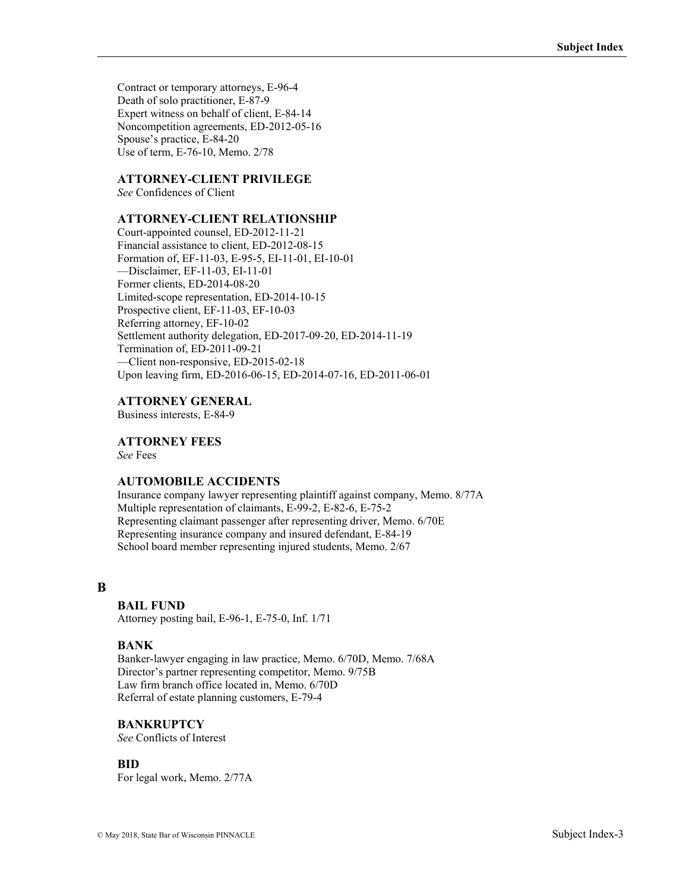Contract or temporary attorneys, E-96-4
Death of solo practitioner, E-87-9
Expert witness on behalf of client, E-84-14
Noncompetition agreements, ED-2012-05-16
Spouse's practice, E-84-20
Use of term, E-76-10, Memo. 2/78

### ATTORNEY-CLIENT PRIVILEGE

*See* Confidences of Client

### ATTORNEY-CLIENT RELATIONSHIP

Court-appointed counsel, ED-2012-11-21
Financial assistance to client, ED-2012-08-15
Formation of, EF-11-03, E-95-5, EI-11-01, EI-10-01
—Disclaimer, EF-11-03, EI-11-01
Former clients, ED-2014-08-20
Limited-scope representation, ED-2014-10-15
Prospective client, EF-11-03, EF-10-03
Referring attorney, EF-10-02
Settlement authority delegation, ED-2017-09-20, ED-2014-11-19
Termination of, ED-2011-09-21
—Client non-responsive, ED-2015-02-18
Upon leaving firm, ED-2016-06-15, ED-2014-07-16, ED-2011-06-01

### ATTORNEY GENERAL

Business interests, E-84-9

### ATTORNEY FEES

*See* Fees

### AUTOMOBILE ACCIDENTS

Insurance company lawyer representing plaintiff against company, Memo. 8/77A
Multiple representation of claimants, E-99-2, E-82-6, E-75-2
Representing claimant passenger after representing driver, Memo. 6/70E
Representing insurance company and insured defendant, E-84-19
School board member representing injured students, Memo. 2/67

## B

### BAIL FUND

Attorney posting bail, E-96-1, E-75-0, Inf. 1/71

### BANK

Banker-lawyer engaging in law practice, Memo. 6/70D, Memo. 7/68A
Director's partner representing competitor, Memo. 9/75B
Law firm branch office located in, Memo. 6/70D
Referral of estate planning customers, E-79-4

### BANKRUPTCY

*See* Conflicts of Interest

### BID

For legal work, Memo. 2/77A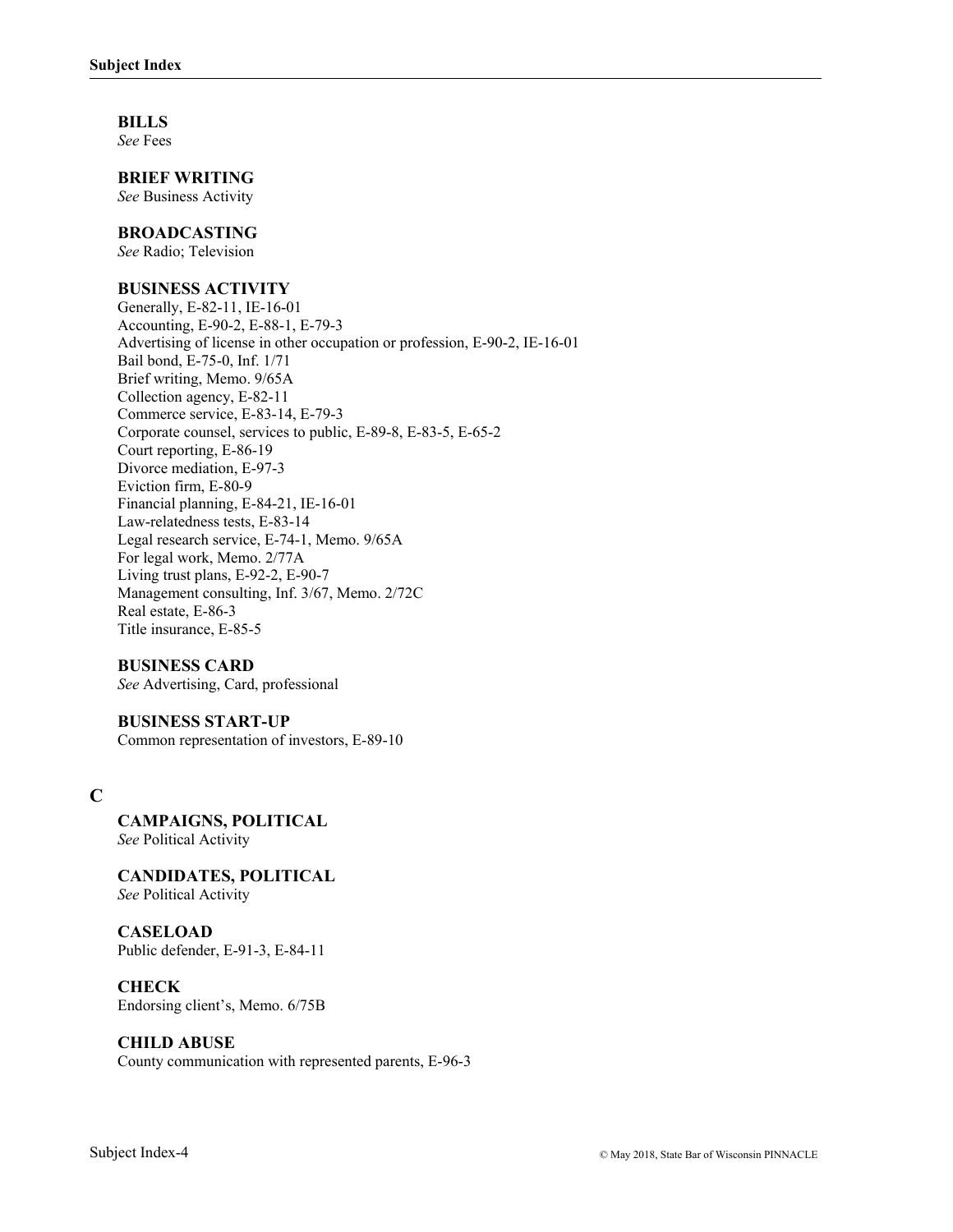**BILLS**
*See* Fees

**BRIEF WRITING**
*See* Business Activity

**BROADCASTING**
*See* Radio; Television

**BUSINESS ACTIVITY**
Generally, E-82-11, IE-16-01
Accounting, E-90-2, E-88-1, E-79-3
Advertising of license in other occupation or profession, E-90-2, IE-16-01
Bail bond, E-75-0, Inf. 1/71
Brief writing, Memo. 9/65A
Collection agency, E-82-11
Commerce service, E-83-14, E-79-3
Corporate counsel, services to public, E-89-8, E-83-5, E-65-2
Court reporting, E-86-19
Divorce mediation, E-97-3
Eviction firm, E-80-9
Financial planning, E-84-21, IE-16-01
Law-relatedness tests, E-83-14
Legal research service, E-74-1, Memo. 9/65A
For legal work, Memo. 2/77A
Living trust plans, E-92-2, E-90-7
Management consulting, Inf. 3/67, Memo. 2/72C
Real estate, E-86-3
Title insurance, E-85-5

**BUSINESS CARD**
*See* Advertising, Card, professional

**BUSINESS START-UP**
Common representation of investors, E-89-10

## C

**CAMPAIGNS, POLITICAL**
*See* Political Activity

**CANDIDATES, POLITICAL**
*See* Political Activity

**CASELOAD**
Public defender, E-91-3, E-84-11

**CHECK**
Endorsing client's, Memo. 6/75B

**CHILD ABUSE**
County communication with represented parents, E-96-3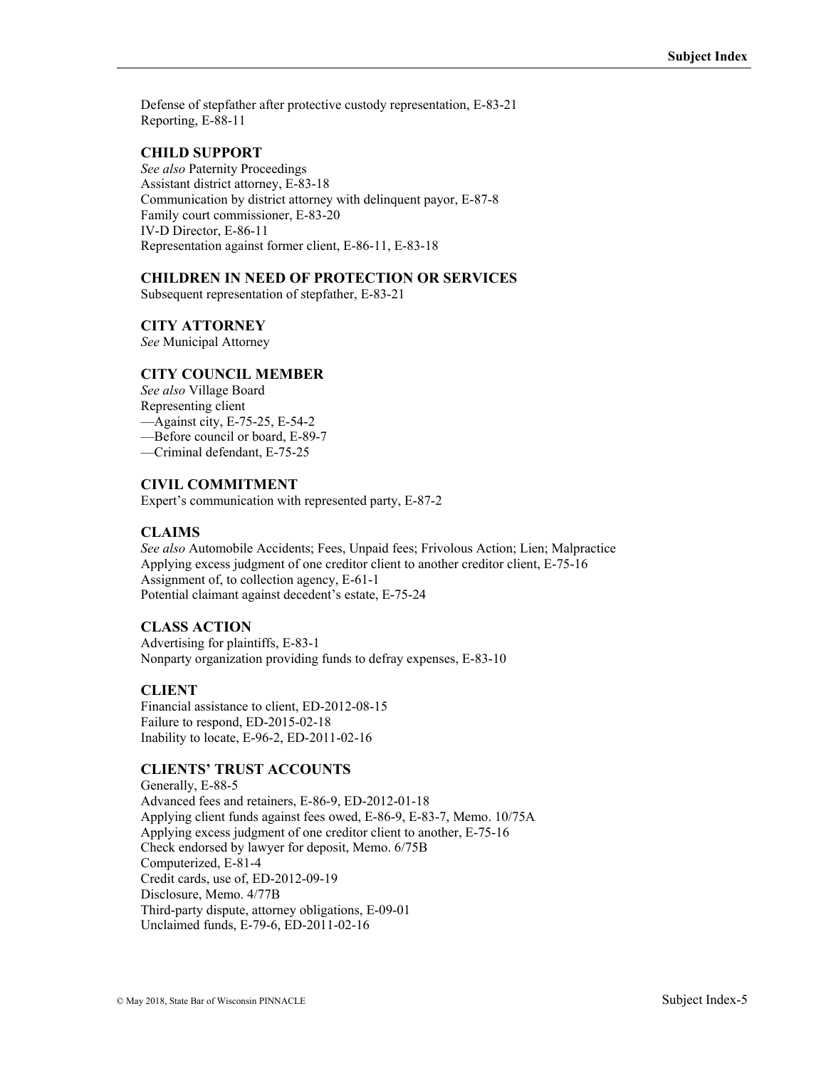Defense of stepfather after protective custody representation, E-83-21
Reporting, E-88-11

### CHILD SUPPORT

*See also* Paternity Proceedings
Assistant district attorney, E-83-18
Communication by district attorney with delinquent payor, E-87-8
Family court commissioner, E-83-20
IV-D Director, E-86-11
Representation against former client, E-86-11, E-83-18

### CHILDREN IN NEED OF PROTECTION OR SERVICES

Subsequent representation of stepfather, E-83-21

### CITY ATTORNEY

*See* Municipal Attorney

### CITY COUNCIL MEMBER

*See also* Village Board
Representing client
—Against city, E-75-25, E-54-2
—Before council or board, E-89-7
—Criminal defendant, E-75-25

### CIVIL COMMITMENT

Expert's communication with represented party, E-87-2

### CLAIMS

*See also* Automobile Accidents; Fees, Unpaid fees; Frivolous Action; Lien; Malpractice
Applying excess judgment of one creditor client to another creditor client, E-75-16
Assignment of, to collection agency, E-61-1
Potential claimant against decedent's estate, E-75-24

### CLASS ACTION

Advertising for plaintiffs, E-83-1
Nonparty organization providing funds to defray expenses, E-83-10

### CLIENT

Financial assistance to client, ED-2012-08-15
Failure to respond, ED-2015-02-18
Inability to locate, E-96-2, ED-2011-02-16

### CLIENTS' TRUST ACCOUNTS

Generally, E-88-5
Advanced fees and retainers, E-86-9, ED-2012-01-18
Applying client funds against fees owed, E-86-9, E-83-7, Memo. 10/75A
Applying excess judgment of one creditor client to another, E-75-16
Check endorsed by lawyer for deposit, Memo. 6/75B
Computerized, E-81-4
Credit cards, use of, ED-2012-09-19
Disclosure, Memo. 4/77B
Third-party dispute, attorney obligations, E-09-01
Unclaimed funds, E-79-6, ED-2011-02-16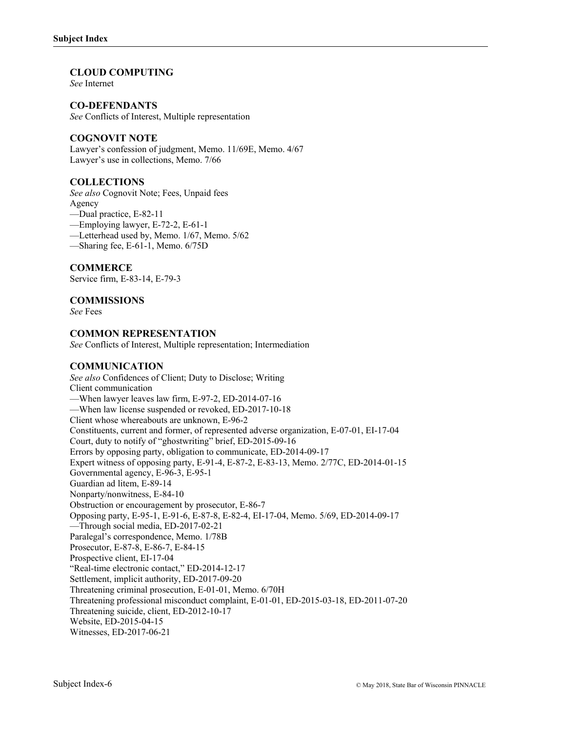### CLOUD COMPUTING

*See* Internet

### CO-DEFENDANTS

*See* Conflicts of Interest, Multiple representation

### COGNOVIT NOTE

Lawyer's confession of judgment, Memo. 11/69E, Memo. 4/67
Lawyer's use in collections, Memo. 7/66

### COLLECTIONS

*See also* Cognovit Note; Fees, Unpaid fees
Agency
—Dual practice, E-82-11
—Employing lawyer, E-72-2, E-61-1
—Letterhead used by, Memo. 1/67, Memo. 5/62
—Sharing fee, E-61-1, Memo. 6/75D

### COMMERCE

Service firm, E-83-14, E-79-3

### COMMISSIONS

*See* Fees

### COMMON REPRESENTATION

*See* Conflicts of Interest, Multiple representation; Intermediation

### COMMUNICATION

*See also* Confidences of Client; Duty to Disclose; Writing
Client communication
—When lawyer leaves law firm, E-97-2, ED-2014-07-16
—When law license suspended or revoked, ED-2017-10-18
Client whose whereabouts are unknown, E-96-2
Constituents, current and former, of represented adverse organization, E-07-01, EI-17-04
Court, duty to notify of "ghostwriting" brief, ED-2015-09-16
Errors by opposing party, obligation to communicate, ED-2014-09-17
Expert witness of opposing party, E-91-4, E-87-2, E-83-13, Memo. 2/77C, ED-2014-01-15
Governmental agency, E-96-3, E-95-1
Guardian ad litem, E-89-14
Nonparty/nonwitness, E-84-10
Obstruction or encouragement by prosecutor, E-86-7
Opposing party, E-95-1, E-91-6, E-87-8, E-82-4, EI-17-04, Memo. 5/69, ED-2014-09-17
—Through social media, ED-2017-02-21
Paralegal's correspondence, Memo. 1/78B
Prosecutor, E-87-8, E-86-7, E-84-15
Prospective client, EI-17-04
"Real-time electronic contact," ED-2014-12-17
Settlement, implicit authority, ED-2017-09-20
Threatening criminal prosecution, E-01-01, Memo. 6/70H
Threatening professional misconduct complaint, E-01-01, ED-2015-03-18, ED-2011-07-20
Threatening suicide, client, ED-2012-10-17
Website, ED-2015-04-15
Witnesses, ED-2017-06-21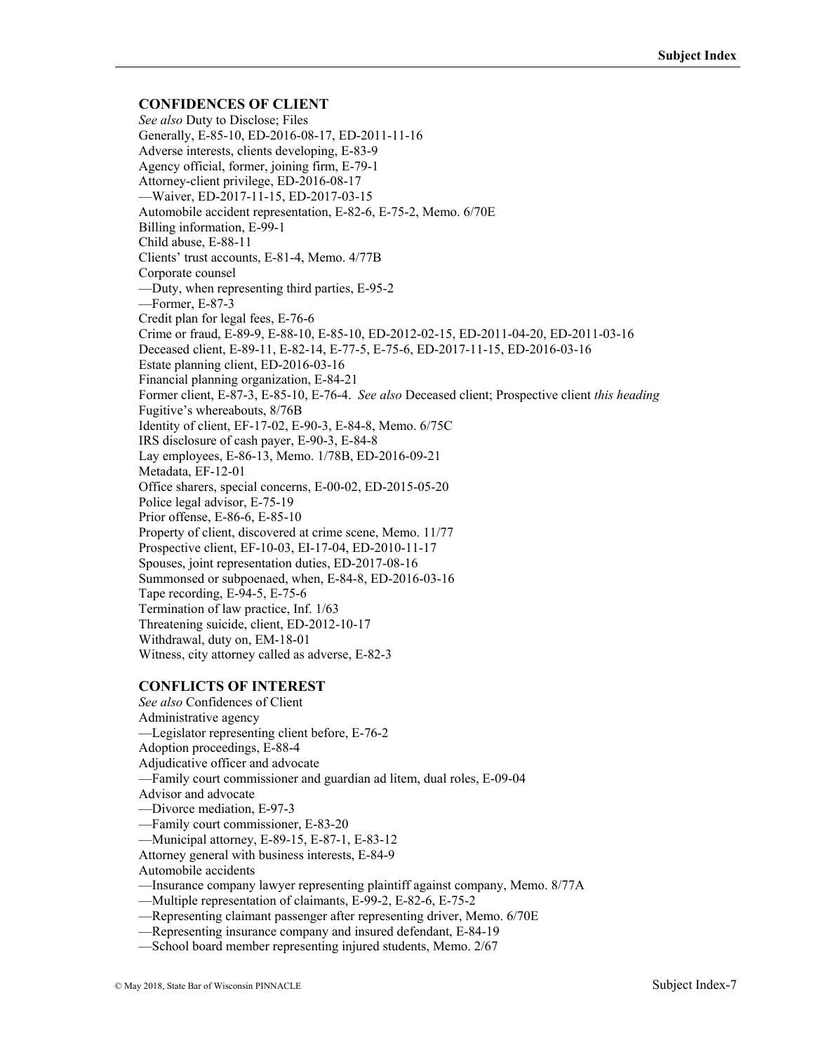## CONFIDENCES OF CLIENT

*See also* Duty to Disclose; Files
Generally, E-85-10, ED-2016-08-17, ED-2011-11-16
Adverse interests, clients developing, E-83-9
Agency official, former, joining firm, E-79-1
Attorney-client privilege, ED-2016-08-17
—Waiver, ED-2017-11-15, ED-2017-03-15
Automobile accident representation, E-82-6, E-75-2, Memo. 6/70E
Billing information, E-99-1
Child abuse, E-88-11
Clients' trust accounts, E-81-4, Memo. 4/77B
Corporate counsel
—Duty, when representing third parties, E-95-2
—Former, E-87-3
Credit plan for legal fees, E-76-6
Crime or fraud, E-89-9, E-88-10, E-85-10, ED-2012-02-15, ED-2011-04-20, ED-2011-03-16
Deceased client, E-89-11, E-82-14, E-77-5, E-75-6, ED-2017-11-15, ED-2016-03-16
Estate planning client, ED-2016-03-16
Financial planning organization, E-84-21
Former client, E-87-3, E-85-10, E-76-4. *See also* Deceased client; Prospective client *this heading*
Fugitive's whereabouts, 8/76B
Identity of client, EF-17-02, E-90-3, E-84-8, Memo. 6/75C
IRS disclosure of cash payer, E-90-3, E-84-8
Lay employees, E-86-13, Memo. 1/78B, ED-2016-09-21
Metadata, EF-12-01
Office sharers, special concerns, E-00-02, ED-2015-05-20
Police legal advisor, E-75-19
Prior offense, E-86-6, E-85-10
Property of client, discovered at crime scene, Memo. 11/77
Prospective client, EF-10-03, EI-17-04, ED-2010-11-17
Spouses, joint representation duties, ED-2017-08-16
Summonsed or subpoenaed, when, E-84-8, ED-2016-03-16
Tape recording, E-94-5, E-75-6
Termination of law practice, Inf. 1/63
Threatening suicide, client, ED-2012-10-17
Withdrawal, duty on, EM-18-01
Witness, city attorney called as adverse, E-82-3

## CONFLICTS OF INTEREST

*See also* Confidences of Client
Administrative agency
—Legislator representing client before, E-76-2
Adoption proceedings, E-88-4
Adjudicative officer and advocate
—Family court commissioner and guardian ad litem, dual roles, E-09-04
Advisor and advocate
—Divorce mediation, E-97-3
—Family court commissioner, E-83-20
—Municipal attorney, E-89-15, E-87-1, E-83-12
Attorney general with business interests, E-84-9
Automobile accidents
—Insurance company lawyer representing plaintiff against company, Memo. 8/77A
—Multiple representation of claimants, E-99-2, E-82-6, E-75-2
—Representing claimant passenger after representing driver, Memo. 6/70E
—Representing insurance company and insured defendant, E-84-19
—School board member representing injured students, Memo. 2/67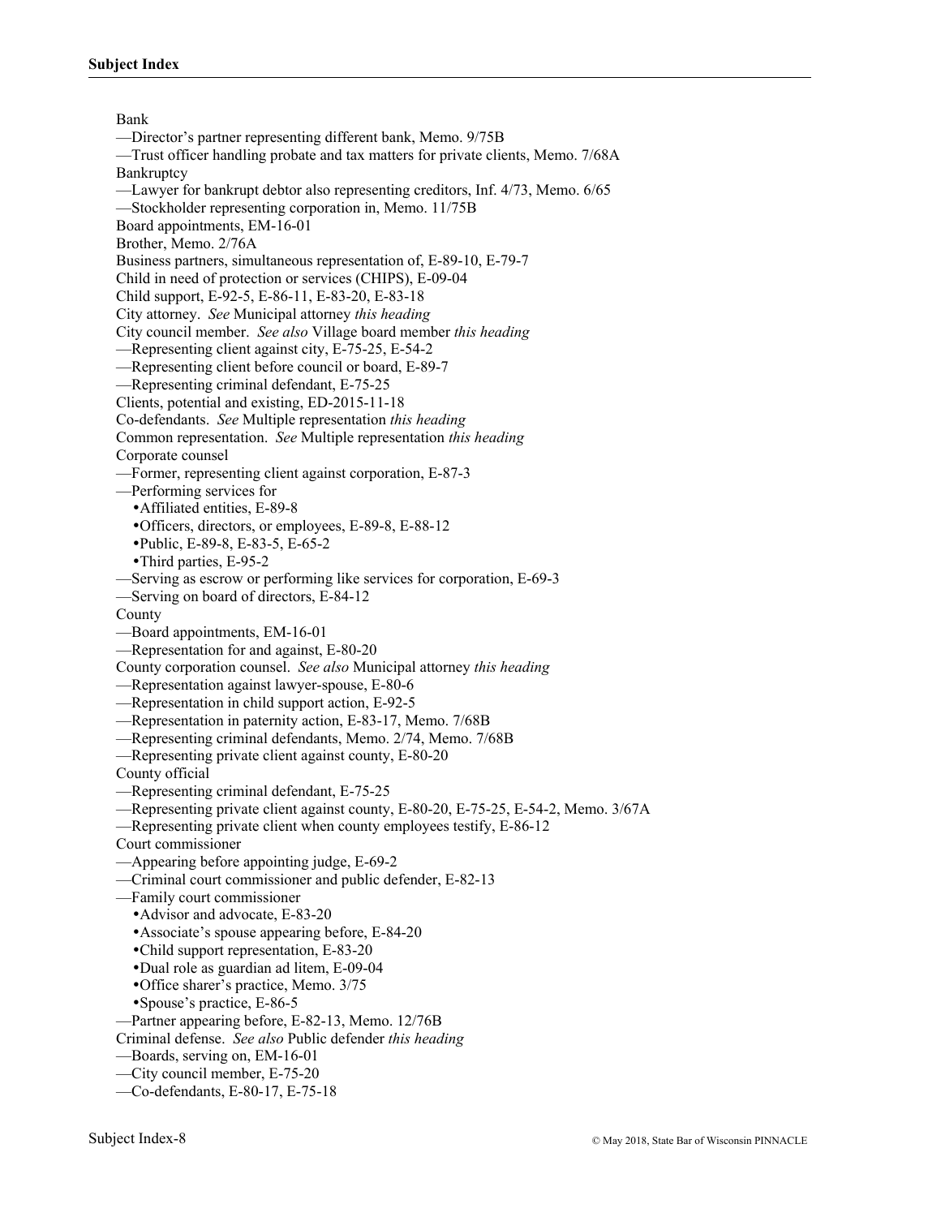Bank

—Director's partner representing different bank, Memo. 9/75B

—Trust officer handling probate and tax matters for private clients, Memo. 7/68A

Bankruptcy

—Lawyer for bankrupt debtor also representing creditors, Inf. 4/73, Memo. 6/65

—Stockholder representing corporation in, Memo. 11/75B

Board appointments, EM-16-01

Brother, Memo. 2/76A

Business partners, simultaneous representation of, E-89-10, E-79-7

Child in need of protection or services (CHIPS), E-09-04

Child support, E-92-5, E-86-11, E-83-20, E-83-18

City attorney. *See* Municipal attorney *this heading*

City council member. *See also* Village board member *this heading*

—Representing client against city, E-75-25, E-54-2

—Representing client before council or board, E-89-7

—Representing criminal defendant, E-75-25

Clients, potential and existing, ED-2015-11-18

Co-defendants. *See* Multiple representation *this heading*

Common representation. *See* Multiple representation *this heading*

Corporate counsel

—Former, representing client against corporation, E-87-3

—Performing services for

- Affiliated entities, E-89-8
- Officers, directors, or employees, E-89-8, E-88-12
- Public, E-89-8, E-83-5, E-65-2
- Third parties, E-95-2

—Serving as escrow or performing like services for corporation, E-69-3

—Serving on board of directors, E-84-12

County

—Board appointments, EM-16-01

—Representation for and against, E-80-20

County corporation counsel. *See also* Municipal attorney *this heading*

—Representation against lawyer-spouse, E-80-6

—Representation in child support action, E-92-5

—Representation in paternity action, E-83-17, Memo. 7/68B

—Representing criminal defendants, Memo. 2/74, Memo. 7/68B

—Representing private client against county, E-80-20

County official

—Representing criminal defendant, E-75-25

—Representing private client against county, E-80-20, E-75-25, E-54-2, Memo. 3/67A

—Representing private client when county employees testify, E-86-12

Court commissioner

—Appearing before appointing judge, E-69-2

—Criminal court commissioner and public defender, E-82-13

—Family court commissioner

- Advisor and advocate, E-83-20
- Associate's spouse appearing before, E-84-20
- Child support representation, E-83-20
- Dual role as guardian ad litem, E-09-04
- Office sharer's practice, Memo. 3/75
- Spouse's practice, E-86-5

—Partner appearing before, E-82-13, Memo. 12/76B

Criminal defense. *See also* Public defender *this heading*

—Boards, serving on, EM-16-01

—City council member, E-75-20

—Co-defendants, E-80-17, E-75-18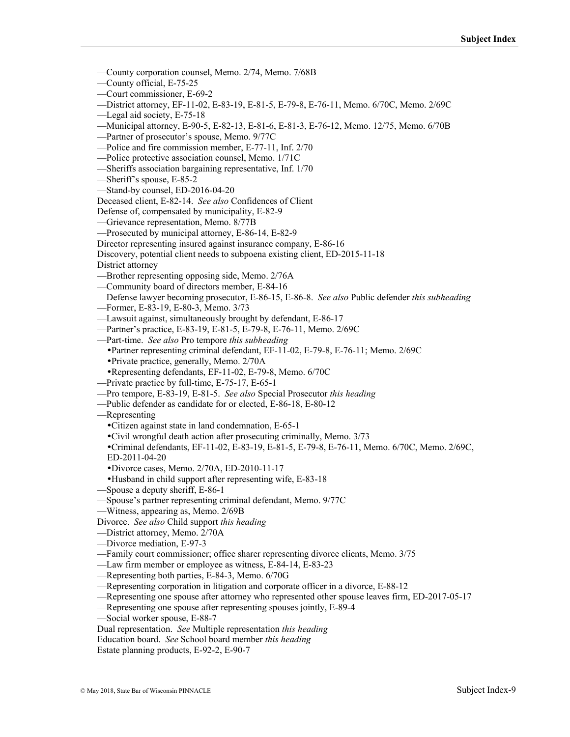—County corporation counsel, Memo. 2/74, Memo. 7/68B
—County official, E-75-25
—Court commissioner, E-69-2
—District attorney, EF-11-02, E-83-19, E-81-5, E-79-8, E-76-11, Memo. 6/70C, Memo. 2/69C
—Legal aid society, E-75-18
—Municipal attorney, E-90-5, E-82-13, E-81-6, E-81-3, E-76-12, Memo. 12/75, Memo. 6/70B
—Partner of prosecutor's spouse, Memo. 9/77C
—Police and fire commission member, E-77-11, Inf. 2/70
—Police protective association counsel, Memo. 1/71C
—Sheriffs association bargaining representative, Inf. 1/70
—Sheriff's spouse, E-85-2
—Stand-by counsel, ED-2016-04-20

Deceased client, E-82-14. *See also* Confidences of Client

Defense of, compensated by municipality, E-82-9
—Grievance representation, Memo. 8/77B
—Prosecuted by municipal attorney, E-86-14, E-82-9

Director representing insured against insurance company, E-86-16

Discovery, potential client needs to subpoena existing client, ED-2015-11-18

District attorney
—Brother representing opposing side, Memo. 2/76A
—Community board of directors member, E-84-16
—Defense lawyer becoming prosecutor, E-86-15, E-86-8. *See also* Public defender *this subheading*
—Former, E-83-19, E-80-3, Memo. 3/73
—Lawsuit against, simultaneously brought by defendant, E-86-17
—Partner's practice, E-83-19, E-81-5, E-79-8, E-76-11, Memo. 2/69C
—Part-time. *See also* Pro tempore *this subheading*
  - Partner representing criminal defendant, EF-11-02, E-79-8, E-76-11; Memo. 2/69C
  - Private practice, generally, Memo. 2/70A
  - Representing defendants, EF-11-02, E-79-8, Memo. 6/70C
—Private practice by full-time, E-75-17, E-65-1
—Pro tempore, E-83-19, E-81-5. *See also* Special Prosecutor *this heading*
—Public defender as candidate for or elected, E-86-18, E-80-12
—Representing
  - Citizen against state in land condemnation, E-65-1
  - Civil wrongful death action after prosecuting criminally, Memo. 3/73
  - Criminal defendants, EF-11-02, E-83-19, E-81-5, E-79-8, E-76-11, Memo. 6/70C, Memo. 2/69C, ED-2011-04-20
  - Divorce cases, Memo. 2/70A, ED-2010-11-17
  - Husband in child support after representing wife, E-83-18
—Spouse a deputy sheriff, E-86-1
—Spouse's partner representing criminal defendant, Memo. 9/77C
—Witness, appearing as, Memo. 2/69B

Divorce. *See also* Child support *this heading*
—District attorney, Memo. 2/70A
—Divorce mediation, E-97-3
—Family court commissioner; office sharer representing divorce clients, Memo. 3/75
—Law firm member or employee as witness, E-84-14, E-83-23
—Representing both parties, E-84-3, Memo. 6/70G
—Representing corporation in litigation and corporate officer in a divorce, E-88-12
—Representing one spouse after attorney who represented other spouse leaves firm, ED-2017-05-17
—Representing one spouse after representing spouses jointly, E-89-4
—Social worker spouse, E-88-7

Dual representation. *See* Multiple representation *this heading*

Education board. *See* School board member *this heading*

Estate planning products, E-92-2, E-90-7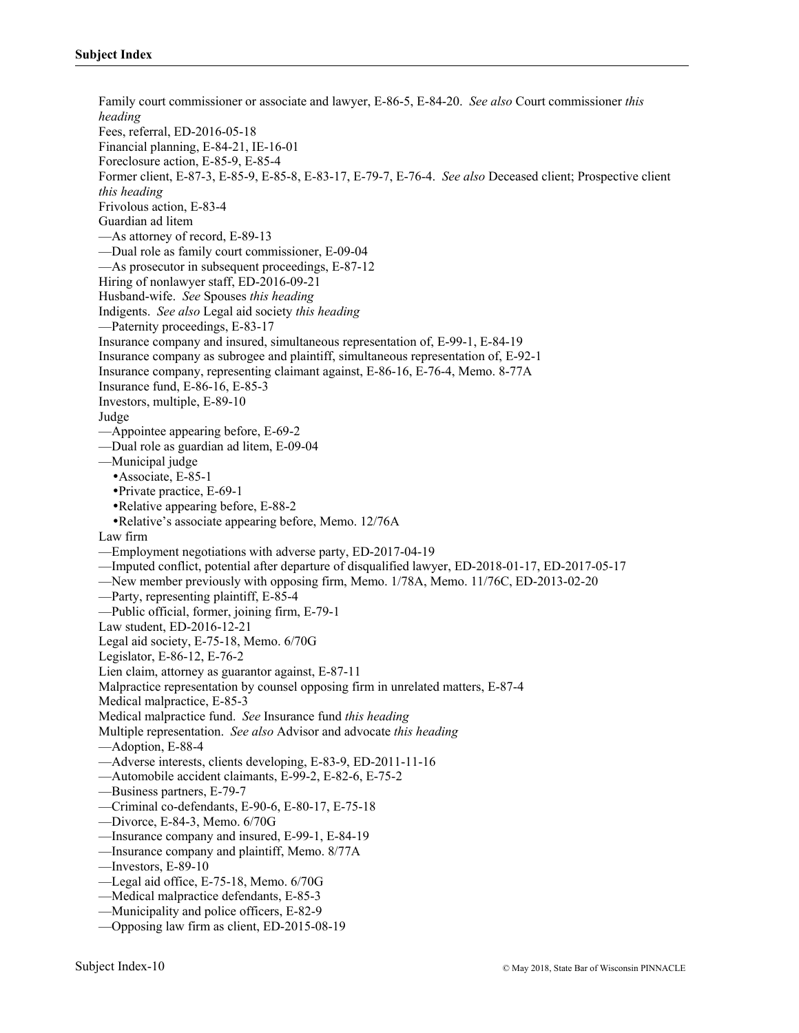Family court commissioner or associate and lawyer, E-86-5, E-84-20. *See also* Court commissioner *this heading*

Fees, referral, ED-2016-05-18

Financial planning, E-84-21, IE-16-01

Foreclosure action, E-85-9, E-85-4

Former client, E-87-3, E-85-9, E-85-8, E-83-17, E-79-7, E-76-4. *See also* Deceased client; Prospective client *this heading*

Frivolous action, E-83-4

Guardian ad litem

—As attorney of record, E-89-13

—Dual role as family court commissioner, E-09-04

—As prosecutor in subsequent proceedings, E-87-12

Hiring of nonlawyer staff, ED-2016-09-21

Husband-wife. *See* Spouses *this heading*

Indigents. *See also* Legal aid society *this heading*

—Paternity proceedings, E-83-17

Insurance company and insured, simultaneous representation of, E-99-1, E-84-19

Insurance company as subrogee and plaintiff, simultaneous representation of, E-92-1

Insurance company, representing claimant against, E-86-16, E-76-4, Memo. 8-77A

Insurance fund, E-86-16, E-85-3

Investors, multiple, E-89-10

Judge

—Appointee appearing before, E-69-2

—Dual role as guardian ad litem, E-09-04

—Municipal judge

- Associate, E-85-1
- Private practice, E-69-1
- Relative appearing before, E-88-2
- Relative's associate appearing before, Memo. 12/76A

Law firm

—Employment negotiations with adverse party, ED-2017-04-19

—Imputed conflict, potential after departure of disqualified lawyer, ED-2018-01-17, ED-2017-05-17

—New member previously with opposing firm, Memo. 1/78A, Memo. 11/76C, ED-2013-02-20

—Party, representing plaintiff, E-85-4

—Public official, former, joining firm, E-79-1

Law student, ED-2016-12-21

Legal aid society, E-75-18, Memo. 6/70G

Legislator, E-86-12, E-76-2

Lien claim, attorney as guarantor against, E-87-11

Malpractice representation by counsel opposing firm in unrelated matters, E-87-4

Medical malpractice, E-85-3

Medical malpractice fund. *See* Insurance fund *this heading*

Multiple representation. *See also* Advisor and advocate *this heading*

—Adoption, E-88-4

—Adverse interests, clients developing, E-83-9, ED-2011-11-16

—Automobile accident claimants, E-99-2, E-82-6, E-75-2

—Business partners, E-79-7

—Criminal co-defendants, E-90-6, E-80-17, E-75-18

—Divorce, E-84-3, Memo. 6/70G

—Insurance company and insured, E-99-1, E-84-19

—Insurance company and plaintiff, Memo. 8/77A

—Investors, E-89-10

—Legal aid office, E-75-18, Memo. 6/70G

—Medical malpractice defendants, E-85-3

—Municipality and police officers, E-82-9

—Opposing law firm as client, ED-2015-08-19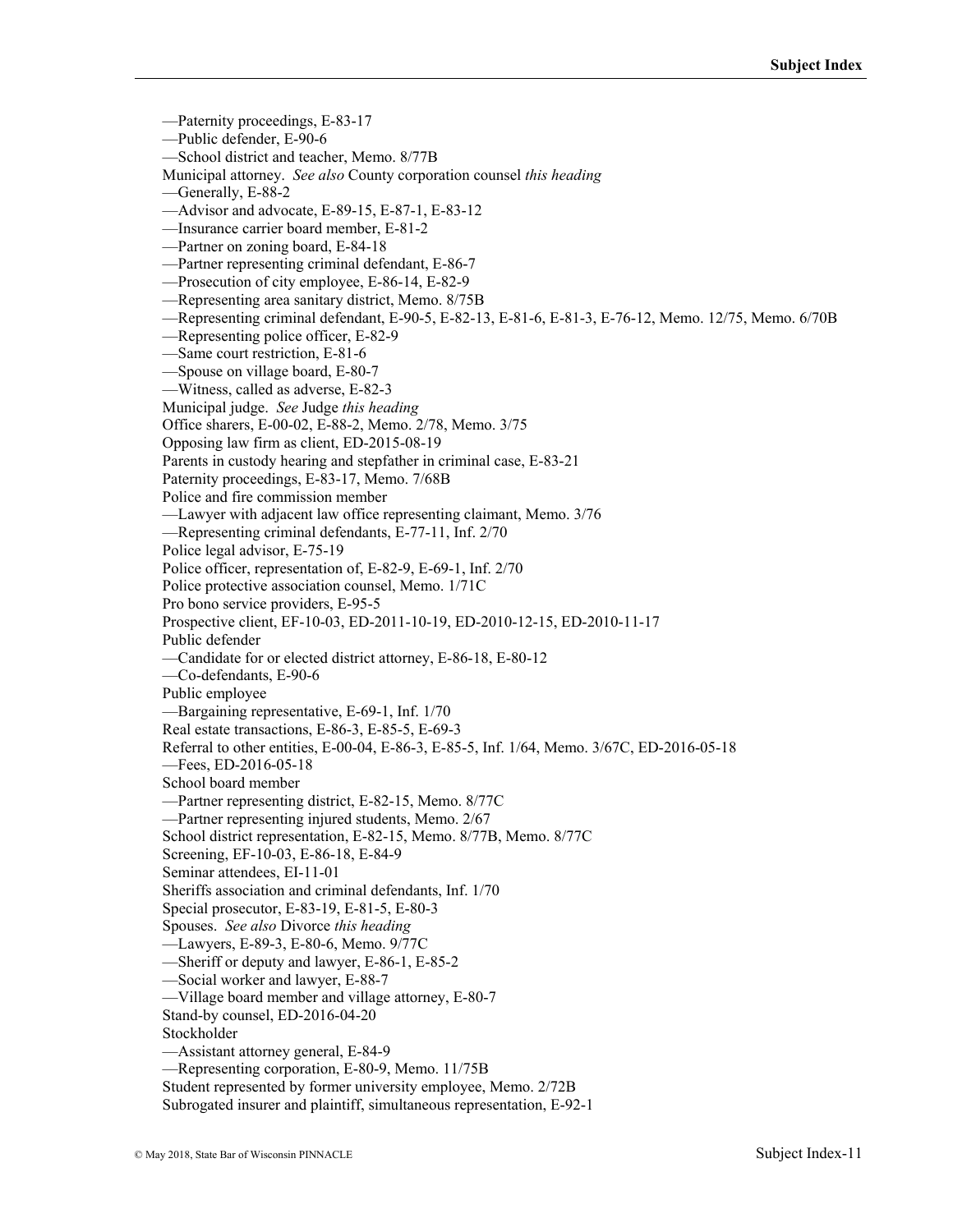—Paternity proceedings, E-83-17  
—Public defender, E-90-6  
—School district and teacher, Memo. 8/77B  
Municipal attorney. *See also* County corporation counsel *this heading*  
—Generally, E-88-2  
—Advisor and advocate, E-89-15, E-87-1, E-83-12  
—Insurance carrier board member, E-81-2  
—Partner on zoning board, E-84-18  
—Partner representing criminal defendant, E-86-7  
—Prosecution of city employee, E-86-14, E-82-9  
—Representing area sanitary district, Memo. 8/75B  
—Representing criminal defendant, E-90-5, E-82-13, E-81-6, E-81-3, E-76-12, Memo. 12/75, Memo. 6/70B  
—Representing police officer, E-82-9  
—Same court restriction, E-81-6  
—Spouse on village board, E-80-7  
—Witness, called as adverse, E-82-3  
Municipal judge. *See* Judge *this heading*  
Office sharers, E-00-02, E-88-2, Memo. 2/78, Memo. 3/75  
Opposing law firm as client, ED-2015-08-19  
Parents in custody hearing and stepfather in criminal case, E-83-21  
Paternity proceedings, E-83-17, Memo. 7/68B  
Police and fire commission member  
—Lawyer with adjacent law office representing claimant, Memo. 3/76  
—Representing criminal defendants, E-77-11, Inf. 2/70  
Police legal advisor, E-75-19  
Police officer, representation of, E-82-9, E-69-1, Inf. 2/70  
Police protective association counsel, Memo. 1/71C  
Pro bono service providers, E-95-5  
Prospective client, EF-10-03, ED-2011-10-19, ED-2010-12-15, ED-2010-11-17  
Public defender  
—Candidate for or elected district attorney, E-86-18, E-80-12  
—Co-defendants, E-90-6  
Public employee  
—Bargaining representative, E-69-1, Inf. 1/70  
Real estate transactions, E-86-3, E-85-5, E-69-3  
Referral to other entities, E-00-04, E-86-3, E-85-5, Inf. 1/64, Memo. 3/67C, ED-2016-05-18  
—Fees, ED-2016-05-18  
School board member  
—Partner representing district, E-82-15, Memo. 8/77C  
—Partner representing injured students, Memo. 2/67  
School district representation, E-82-15, Memo. 8/77B, Memo. 8/77C  
Screening, EF-10-03, E-86-18, E-84-9  
Seminar attendees, EI-11-01  
Sheriffs association and criminal defendants, Inf. 1/70  
Special prosecutor, E-83-19, E-81-5, E-80-3  
Spouses. *See also* Divorce *this heading*  
—Lawyers, E-89-3, E-80-6, Memo. 9/77C  
—Sheriff or deputy and lawyer, E-86-1, E-85-2  
—Social worker and lawyer, E-88-7  
—Village board member and village attorney, E-80-7  
Stand-by counsel, ED-2016-04-20  
Stockholder  
—Assistant attorney general, E-84-9  
—Representing corporation, E-80-9, Memo. 11/75B  
Student represented by former university employee, Memo. 2/72B  
Subrogated insurer and plaintiff, simultaneous representation, E-92-1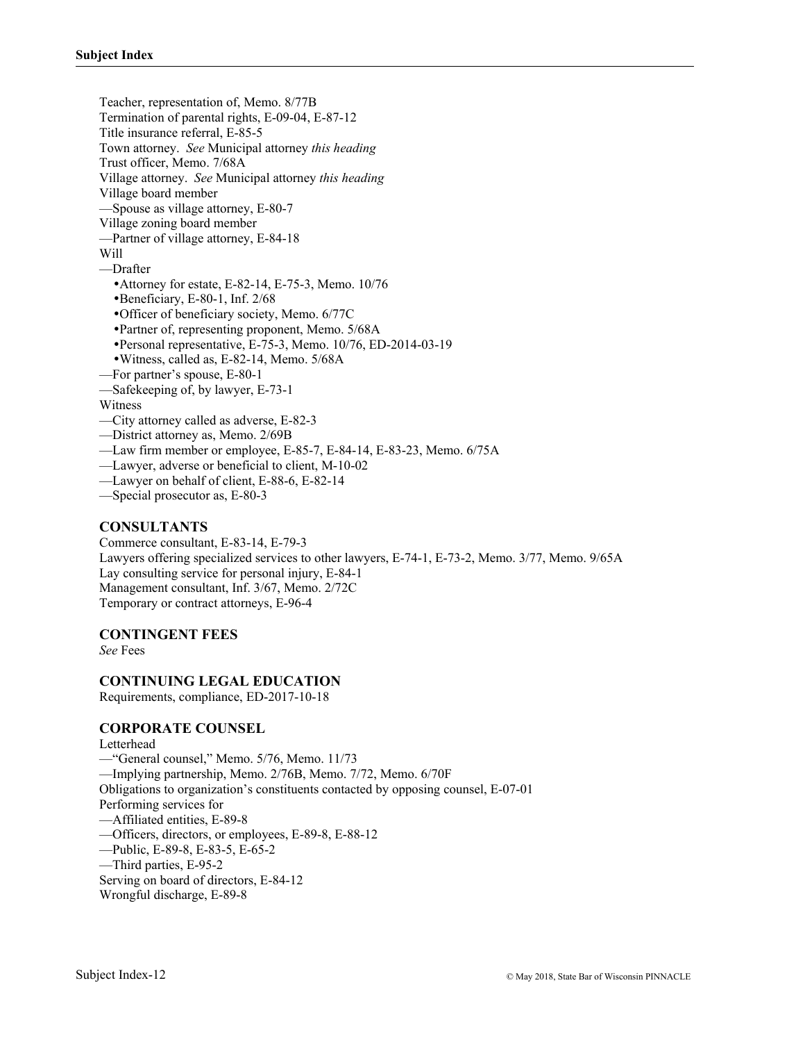Teacher, representation of, Memo. 8/77B  
Termination of parental rights, E-09-04, E-87-12  
Title insurance referral, E-85-5  
Town attorney. *See* Municipal attorney *this heading*  
Trust officer, Memo. 7/68A  
Village attorney. *See* Municipal attorney *this heading*  
Village board member  
—Spouse as village attorney, E-80-7  
Village zoning board member  
—Partner of village attorney, E-84-18  
Will  
—Drafter  
  •Attorney for estate, E-82-14, E-75-3, Memo. 10/76  
  •Beneficiary, E-80-1, Inf. 2/68  
  •Officer of beneficiary society, Memo. 6/77C  
  •Partner of, representing proponent, Memo. 5/68A  
  •Personal representative, E-75-3, Memo. 10/76, ED-2014-03-19  
  •Witness, called as, E-82-14, Memo. 5/68A  
—For partner's spouse, E-80-1  
—Safekeeping of, by lawyer, E-73-1  
Witness  
—City attorney called as adverse, E-82-3  
—District attorney as, Memo. 2/69B  
—Law firm member or employee, E-85-7, E-84-14, E-83-23, Memo. 6/75A  
—Lawyer, adverse or beneficial to client, M-10-02  
—Lawyer on behalf of client, E-88-6, E-82-14  
—Special prosecutor as, E-80-3

### CONSULTANTS

Commerce consultant, E-83-14, E-79-3  
Lawyers offering specialized services to other lawyers, E-74-1, E-73-2, Memo. 3/77, Memo. 9/65A  
Lay consulting service for personal injury, E-84-1  
Management consultant, Inf. 3/67, Memo. 2/72C  
Temporary or contract attorneys, E-96-4

### CONTINGENT FEES

*See* Fees

### CONTINUING LEGAL EDUCATION

Requirements, compliance, ED-2017-10-18

### CORPORATE COUNSEL

Letterhead  
—"General counsel," Memo. 5/76, Memo. 11/73  
—Implying partnership, Memo. 2/76B, Memo. 7/72, Memo. 6/70F  
Obligations to organization's constituents contacted by opposing counsel, E-07-01  
Performing services for  
—Affiliated entities, E-89-8  
—Officers, directors, or employees, E-89-8, E-88-12  
—Public, E-89-8, E-83-5, E-65-2  
—Third parties, E-95-2  
Serving on board of directors, E-84-12  
Wrongful discharge, E-89-8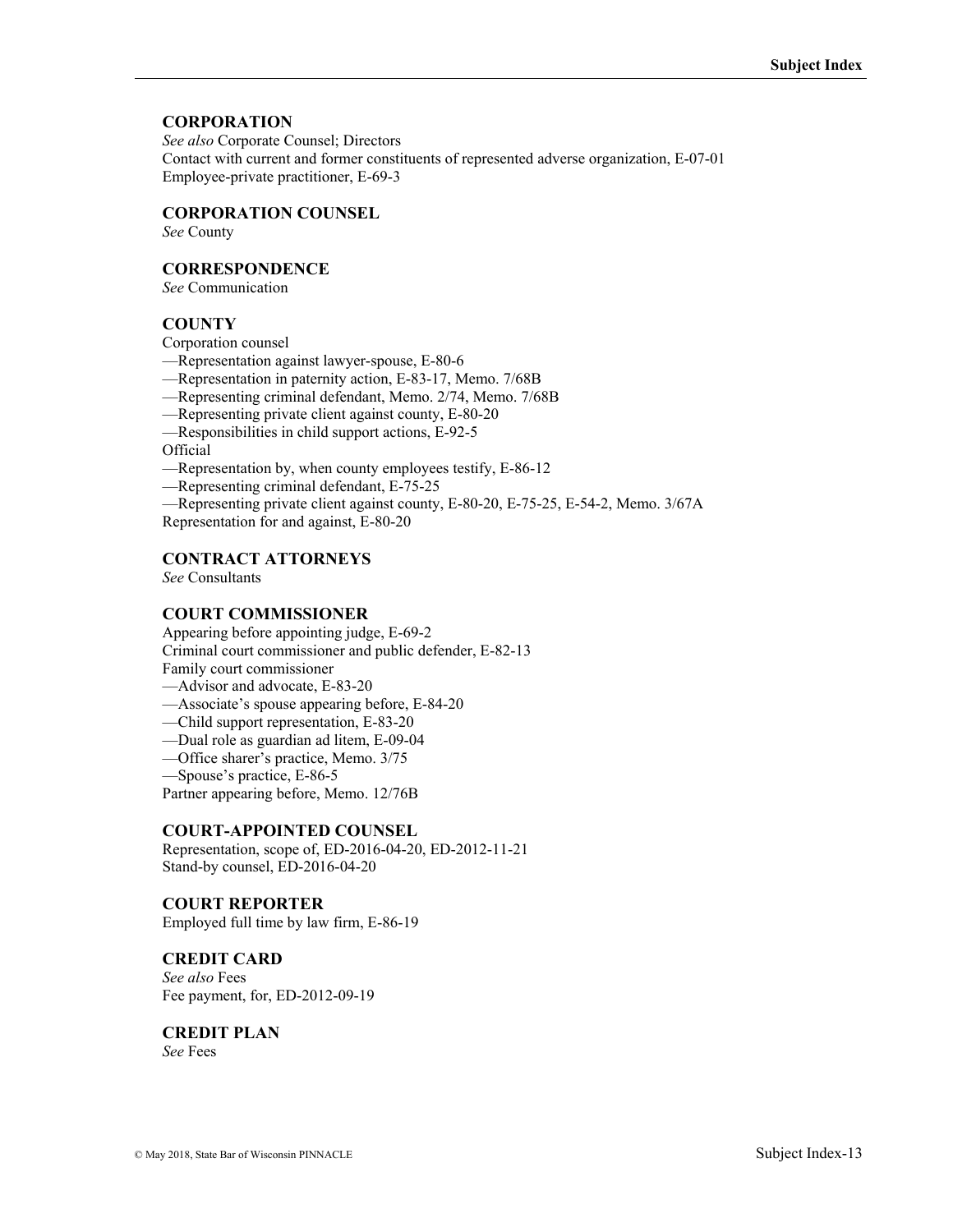### CORPORATION

*See also* Corporate Counsel; Directors
Contact with current and former constituents of represented adverse organization, E-07-01
Employee-private practitioner, E-69-3

### CORPORATION COUNSEL

*See* County

### CORRESPONDENCE

*See* Communication

### COUNTY

Corporation counsel
—Representation against lawyer-spouse, E-80-6
—Representation in paternity action, E-83-17, Memo. 7/68B
—Representing criminal defendant, Memo. 2/74, Memo. 7/68B
—Representing private client against county, E-80-20
—Responsibilities in child support actions, E-92-5
Official
—Representation by, when county employees testify, E-86-12
—Representing criminal defendant, E-75-25
—Representing private client against county, E-80-20, E-75-25, E-54-2, Memo. 3/67A
Representation for and against, E-80-20

### CONTRACT ATTORNEYS

*See* Consultants

### COURT COMMISSIONER

Appearing before appointing judge, E-69-2
Criminal court commissioner and public defender, E-82-13
Family court commissioner
—Advisor and advocate, E-83-20
—Associate's spouse appearing before, E-84-20
—Child support representation, E-83-20
—Dual role as guardian ad litem, E-09-04
—Office sharer's practice, Memo. 3/75
—Spouse's practice, E-86-5
Partner appearing before, Memo. 12/76B

### COURT-APPOINTED COUNSEL

Representation, scope of, ED-2016-04-20, ED-2012-11-21
Stand-by counsel, ED-2016-04-20

### COURT REPORTER

Employed full time by law firm, E-86-19

### CREDIT CARD

*See also* Fees
Fee payment, for, ED-2012-09-19

### CREDIT PLAN

*See* Fees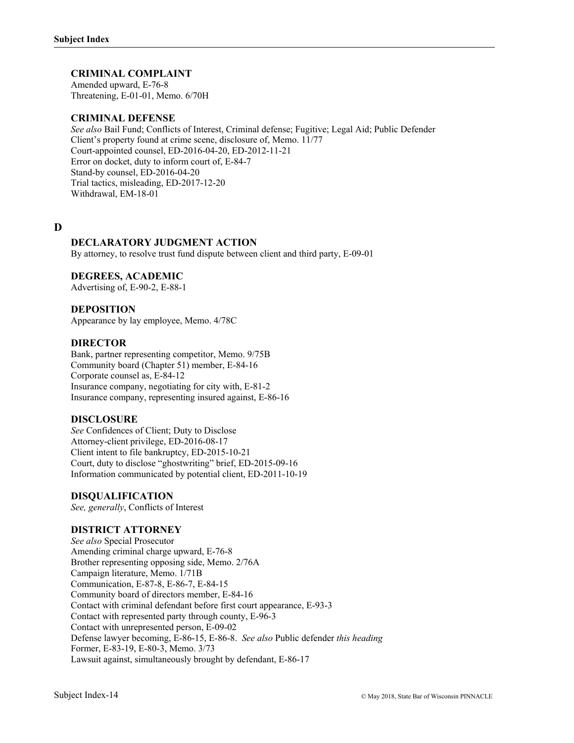### CRIMINAL COMPLAINT

Amended upward, E-76-8
Threatening, E-01-01, Memo. 6/70H

### CRIMINAL DEFENSE

*See also* Bail Fund; Conflicts of Interest, Criminal defense; Fugitive; Legal Aid; Public Defender
Client's property found at crime scene, disclosure of, Memo. 11/77
Court-appointed counsel, ED-2016-04-20, ED-2012-11-21
Error on docket, duty to inform court of, E-84-7
Stand-by counsel, ED-2016-04-20
Trial tactics, misleading, ED-2017-12-20
Withdrawal, EM-18-01

## D

### DECLARATORY JUDGMENT ACTION

By attorney, to resolve trust fund dispute between client and third party, E-09-01

### DEGREES, ACADEMIC

Advertising of, E-90-2, E-88-1

### DEPOSITION

Appearance by lay employee, Memo. 4/78C

### DIRECTOR

Bank, partner representing competitor, Memo. 9/75B
Community board (Chapter 51) member, E-84-16
Corporate counsel as, E-84-12
Insurance company, negotiating for city with, E-81-2
Insurance company, representing insured against, E-86-16

### DISCLOSURE

*See* Confidences of Client; Duty to Disclose
Attorney-client privilege, ED-2016-08-17
Client intent to file bankruptcy, ED-2015-10-21
Court, duty to disclose "ghostwriting" brief, ED-2015-09-16
Information communicated by potential client, ED-2011-10-19

### DISQUALIFICATION

*See, generally*, Conflicts of Interest

### DISTRICT ATTORNEY

*See also* Special Prosecutor
Amending criminal charge upward, E-76-8
Brother representing opposing side, Memo. 2/76A
Campaign literature, Memo. 1/71B
Communication, E-87-8, E-86-7, E-84-15
Community board of directors member, E-84-16
Contact with criminal defendant before first court appearance, E-93-3
Contact with represented party through county, E-96-3
Contact with unrepresented person, E-09-02
Defense lawyer becoming, E-86-15, E-86-8. *See also* Public defender *this heading*
Former, E-83-19, E-80-3, Memo. 3/73
Lawsuit against, simultaneously brought by defendant, E-86-17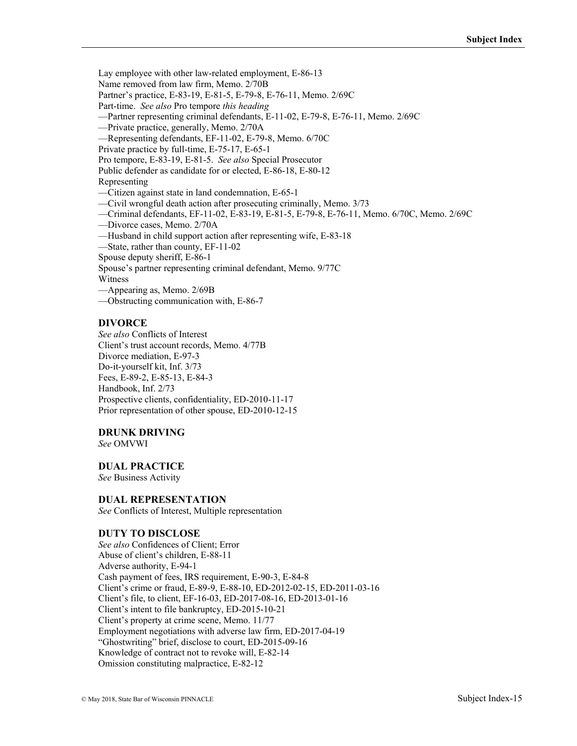Lay employee with other law-related employment, E-86-13
Name removed from law firm, Memo. 2/70B
Partner's practice, E-83-19, E-81-5, E-79-8, E-76-11, Memo. 2/69C
Part-time. *See also* Pro tempore *this heading*
—Partner representing criminal defendants, E-11-02, E-79-8, E-76-11, Memo. 2/69C
—Private practice, generally, Memo. 2/70A
—Representing defendants, EF-11-02, E-79-8, Memo. 6/70C
Private practice by full-time, E-75-17, E-65-1
Pro tempore, E-83-19, E-81-5. *See also* Special Prosecutor
Public defender as candidate for or elected, E-86-18, E-80-12
Representing
—Citizen against state in land condemnation, E-65-1
—Civil wrongful death action after prosecuting criminally, Memo. 3/73
—Criminal defendants, EF-11-02, E-83-19, E-81-5, E-79-8, E-76-11, Memo. 6/70C, Memo. 2/69C
—Divorce cases, Memo. 2/70A
—Husband in child support action after representing wife, E-83-18
—State, rather than county, EF-11-02
Spouse deputy sheriff, E-86-1
Spouse's partner representing criminal defendant, Memo. 9/77C
Witness
—Appearing as, Memo. 2/69B
—Obstructing communication with, E-86-7

### DIVORCE

*See also* Conflicts of Interest
Client's trust account records, Memo. 4/77B
Divorce mediation, E-97-3
Do-it-yourself kit, Inf. 3/73
Fees, E-89-2, E-85-13, E-84-3
Handbook, Inf. 2/73
Prospective clients, confidentiality, ED-2010-11-17
Prior representation of other spouse, ED-2010-12-15

### DRUNK DRIVING

*See* OMVWI

### DUAL PRACTICE

*See* Business Activity

### DUAL REPRESENTATION

*See* Conflicts of Interest, Multiple representation

### DUTY TO DISCLOSE

*See also* Confidences of Client; Error
Abuse of client's children, E-88-11
Adverse authority, E-94-1
Cash payment of fees, IRS requirement, E-90-3, E-84-8
Client's crime or fraud, E-89-9, E-88-10, ED-2012-02-15, ED-2011-03-16
Client's file, to client, EF-16-03, ED-2017-08-16, ED-2013-01-16
Client's intent to file bankruptcy, ED-2015-10-21
Client's property at crime scene, Memo. 11/77
Employment negotiations with adverse law firm, ED-2017-04-19
"Ghostwriting" brief, disclose to court, ED-2015-09-16
Knowledge of contract not to revoke will, E-82-14
Omission constituting malpractice, E-82-12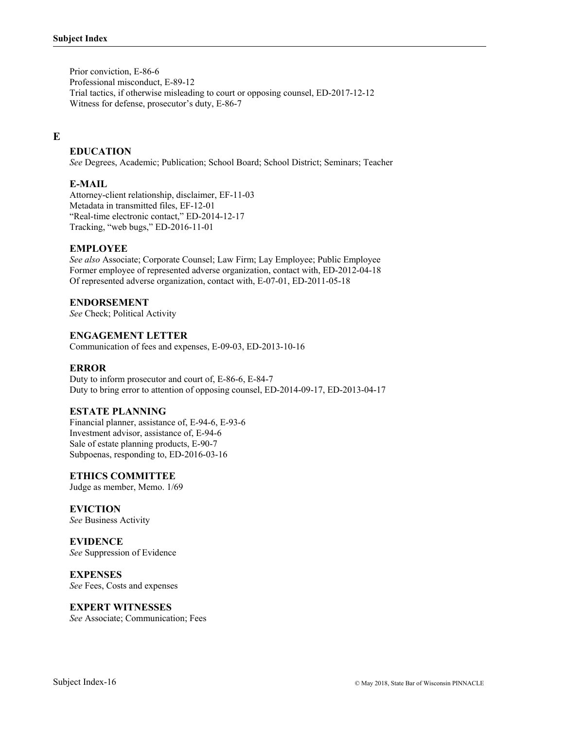Prior conviction, E-86-6
Professional misconduct, E-89-12
Trial tactics, if otherwise misleading to court or opposing counsel, ED-2017-12-12
Witness for defense, prosecutor's duty, E-86-7

## E

### EDUCATION

*See* Degrees, Academic; Publication; School Board; School District; Seminars; Teacher

### E-MAIL

Attorney-client relationship, disclaimer, EF-11-03
Metadata in transmitted files, EF-12-01
"Real-time electronic contact," ED-2014-12-17
Tracking, "web bugs," ED-2016-11-01

### EMPLOYEE

*See also* Associate; Corporate Counsel; Law Firm; Lay Employee; Public Employee
Former employee of represented adverse organization, contact with, ED-2012-04-18
Of represented adverse organization, contact with, E-07-01, ED-2011-05-18

### ENDORSEMENT

*See* Check; Political Activity

### ENGAGEMENT LETTER

Communication of fees and expenses, E-09-03, ED-2013-10-16

### ERROR

Duty to inform prosecutor and court of, E-86-6, E-84-7
Duty to bring error to attention of opposing counsel, ED-2014-09-17, ED-2013-04-17

### ESTATE PLANNING

Financial planner, assistance of, E-94-6, E-93-6
Investment advisor, assistance of, E-94-6
Sale of estate planning products, E-90-7
Subpoenas, responding to, ED-2016-03-16

### ETHICS COMMITTEE

Judge as member, Memo. 1/69

### EVICTION

*See* Business Activity

### EVIDENCE

*See* Suppression of Evidence

### EXPENSES

*See* Fees, Costs and expenses

### EXPERT WITNESSES

*See* Associate; Communication; Fees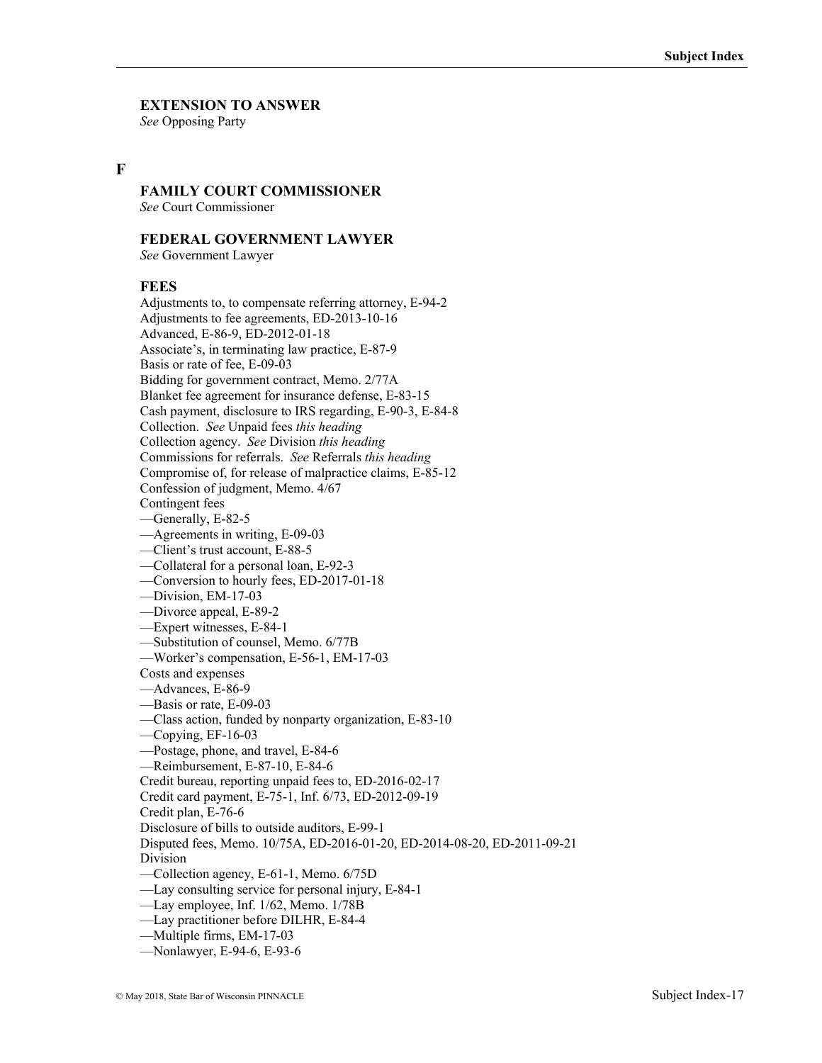**EXTENSION TO ANSWER**
*See* Opposing Party

## F

**FAMILY COURT COMMISSIONER**
*See* Court Commissioner

**FEDERAL GOVERNMENT LAWYER**
*See* Government Lawyer

**FEES**

Adjustments to, to compensate referring attorney, E-94-2
Adjustments to fee agreements, ED-2013-10-16
Advanced, E-86-9, ED-2012-01-18
Associate's, in terminating law practice, E-87-9
Basis or rate of fee, E-09-03
Bidding for government contract, Memo. 2/77A
Blanket fee agreement for insurance defense, E-83-15
Cash payment, disclosure to IRS regarding, E-90-3, E-84-8
Collection. *See* Unpaid fees *this heading*
Collection agency. *See* Division *this heading*
Commissions for referrals. *See* Referrals *this heading*
Compromise of, for release of malpractice claims, E-85-12
Confession of judgment, Memo. 4/67
Contingent fees
—Generally, E-82-5
—Agreements in writing, E-09-03
—Client's trust account, E-88-5
—Collateral for a personal loan, E-92-3
—Conversion to hourly fees, ED-2017-01-18
—Division, EM-17-03
—Divorce appeal, E-89-2
—Expert witnesses, E-84-1
—Substitution of counsel, Memo. 6/77B
—Worker's compensation, E-56-1, EM-17-03
Costs and expenses
—Advances, E-86-9
—Basis or rate, E-09-03
—Class action, funded by nonparty organization, E-83-10
—Copying, EF-16-03
—Postage, phone, and travel, E-84-6
—Reimbursement, E-87-10, E-84-6
Credit bureau, reporting unpaid fees to, ED-2016-02-17
Credit card payment, E-75-1, Inf. 6/73, ED-2012-09-19
Credit plan, E-76-6
Disclosure of bills to outside auditors, E-99-1
Disputed fees, Memo. 10/75A, ED-2016-01-20, ED-2014-08-20, ED-2011-09-21
Division
—Collection agency, E-61-1, Memo. 6/75D
—Lay consulting service for personal injury, E-84-1
—Lay employee, Inf. 1/62, Memo. 1/78B
—Lay practitioner before DILHR, E-84-4
—Multiple firms, EM-17-03
—Nonlawyer, E-94-6, E-93-6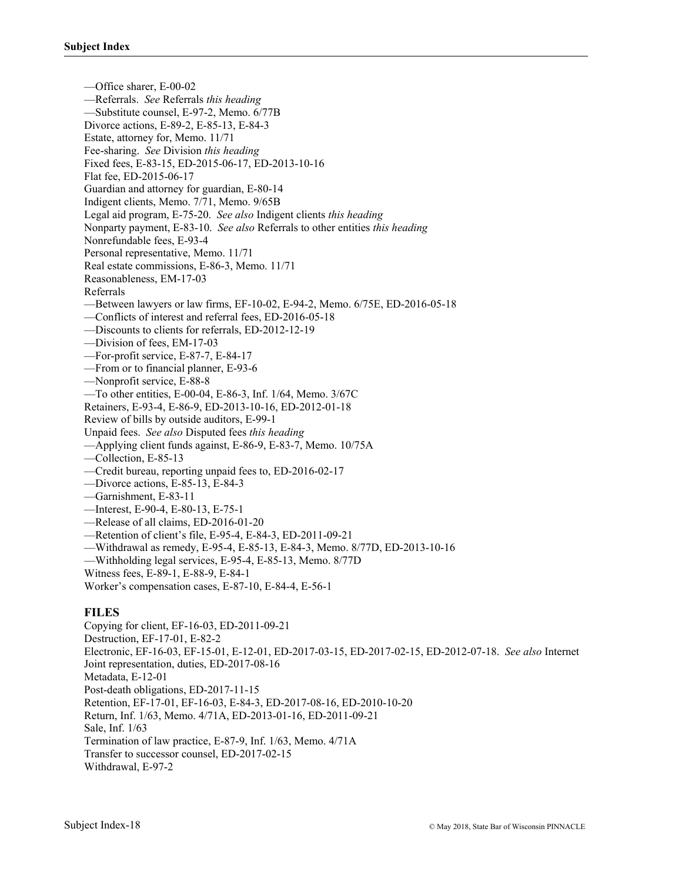—Office sharer, E-00-02  
—Referrals. *See* Referrals *this heading*  
—Substitute counsel, E-97-2, Memo. 6/77B  
Divorce actions, E-89-2, E-85-13, E-84-3  
Estate, attorney for, Memo. 11/71  
Fee-sharing. *See* Division *this heading*  
Fixed fees, E-83-15, ED-2015-06-17, ED-2013-10-16  
Flat fee, ED-2015-06-17  
Guardian and attorney for guardian, E-80-14  
Indigent clients, Memo. 7/71, Memo. 9/65B  
Legal aid program, E-75-20. *See also* Indigent clients *this heading*  
Nonparty payment, E-83-10. *See also* Referrals to other entities *this heading*  
Nonrefundable fees, E-93-4  
Personal representative, Memo. 11/71  
Real estate commissions, E-86-3, Memo. 11/71  
Reasonableness, EM-17-03  
Referrals  
—Between lawyers or law firms, EF-10-02, E-94-2, Memo. 6/75E, ED-2016-05-18  
—Conflicts of interest and referral fees, ED-2016-05-18  
—Discounts to clients for referrals, ED-2012-12-19  
—Division of fees, EM-17-03  
—For-profit service, E-87-7, E-84-17  
—From or to financial planner, E-93-6  
—Nonprofit service, E-88-8  
—To other entities, E-00-04, E-86-3, Inf. 1/64, Memo. 3/67C  
Retainers, E-93-4, E-86-9, ED-2013-10-16, ED-2012-01-18  
Review of bills by outside auditors, E-99-1  
Unpaid fees. *See also* Disputed fees *this heading*  
—Applying client funds against, E-86-9, E-83-7, Memo. 10/75A  
—Collection, E-85-13  
—Credit bureau, reporting unpaid fees to, ED-2016-02-17  
—Divorce actions, E-85-13, E-84-3  
—Garnishment, E-83-11  
—Interest, E-90-4, E-80-13, E-75-1  
—Release of all claims, ED-2016-01-20  
—Retention of client's file, E-95-4, E-84-3, ED-2011-09-21  
—Withdrawal as remedy, E-95-4, E-85-13, E-84-3, Memo. 8/77D, ED-2013-10-16  
—Withholding legal services, E-95-4, E-85-13, Memo. 8/77D  
Witness fees, E-89-1, E-88-9, E-84-1  
Worker's compensation cases, E-87-10, E-84-4, E-56-1

## FILES

Copying for client, EF-16-03, ED-2011-09-21  
Destruction, EF-17-01, E-82-2  
Electronic, EF-16-03, EF-15-01, E-12-01, ED-2017-03-15, ED-2017-02-15, ED-2012-07-18. *See also* Internet  
Joint representation, duties, ED-2017-08-16  
Metadata, E-12-01  
Post-death obligations, ED-2017-11-15  
Retention, EF-17-01, EF-16-03, E-84-3, ED-2017-08-16, ED-2010-10-20  
Return, Inf. 1/63, Memo. 4/71A, ED-2013-01-16, ED-2011-09-21  
Sale, Inf. 1/63  
Termination of law practice, E-87-9, Inf. 1/63, Memo. 4/71A  
Transfer to successor counsel, ED-2017-02-15  
Withdrawal, E-97-2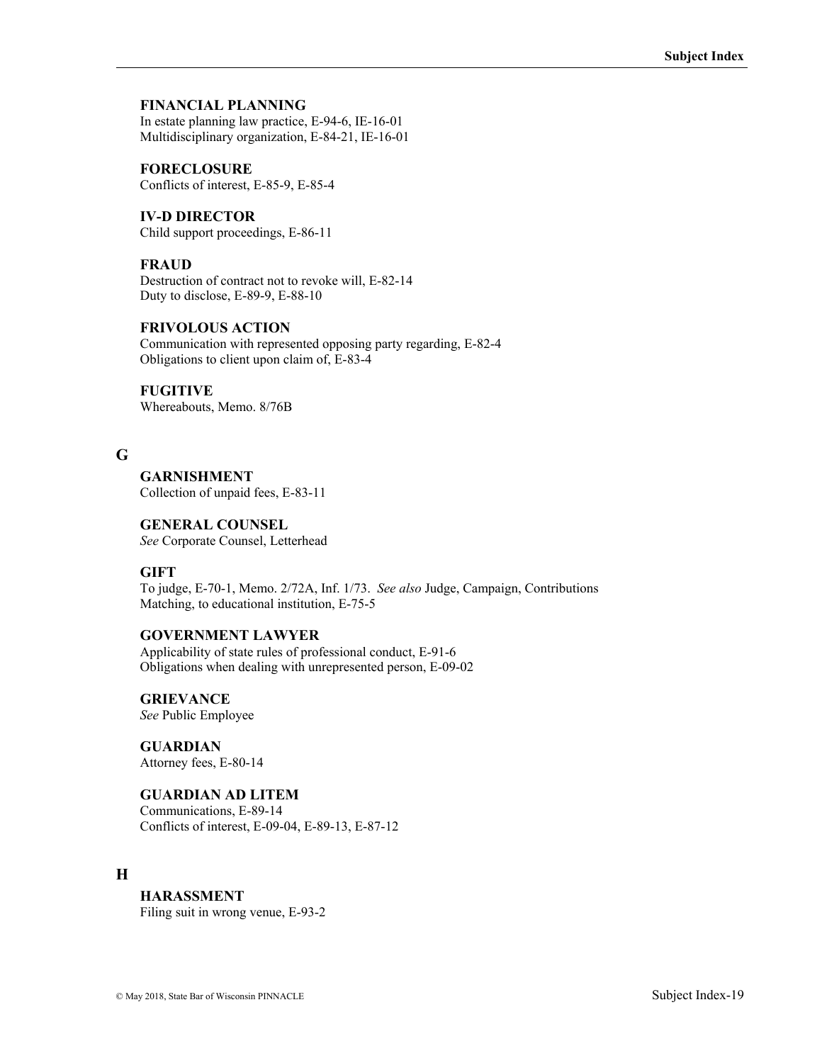**FINANCIAL PLANNING**
In estate planning law practice, E-94-6, IE-16-01
Multidisciplinary organization, E-84-21, IE-16-01

**FORECLOSURE**
Conflicts of interest, E-85-9, E-85-4

**IV-D DIRECTOR**
Child support proceedings, E-86-11

**FRAUD**
Destruction of contract not to revoke will, E-82-14
Duty to disclose, E-89-9, E-88-10

**FRIVOLOUS ACTION**
Communication with represented opposing party regarding, E-82-4
Obligations to client upon claim of, E-83-4

**FUGITIVE**
Whereabouts, Memo. 8/76B

## G

**GARNISHMENT**
Collection of unpaid fees, E-83-11

**GENERAL COUNSEL**
*See* Corporate Counsel, Letterhead

**GIFT**
To judge, E-70-1, Memo. 2/72A, Inf. 1/73. *See also* Judge, Campaign, Contributions
Matching, to educational institution, E-75-5

**GOVERNMENT LAWYER**
Applicability of state rules of professional conduct, E-91-6
Obligations when dealing with unrepresented person, E-09-02

**GRIEVANCE**
*See* Public Employee

**GUARDIAN**
Attorney fees, E-80-14

**GUARDIAN AD LITEM**
Communications, E-89-14
Conflicts of interest, E-09-04, E-89-13, E-87-12

## H

**HARASSMENT**
Filing suit in wrong venue, E-93-2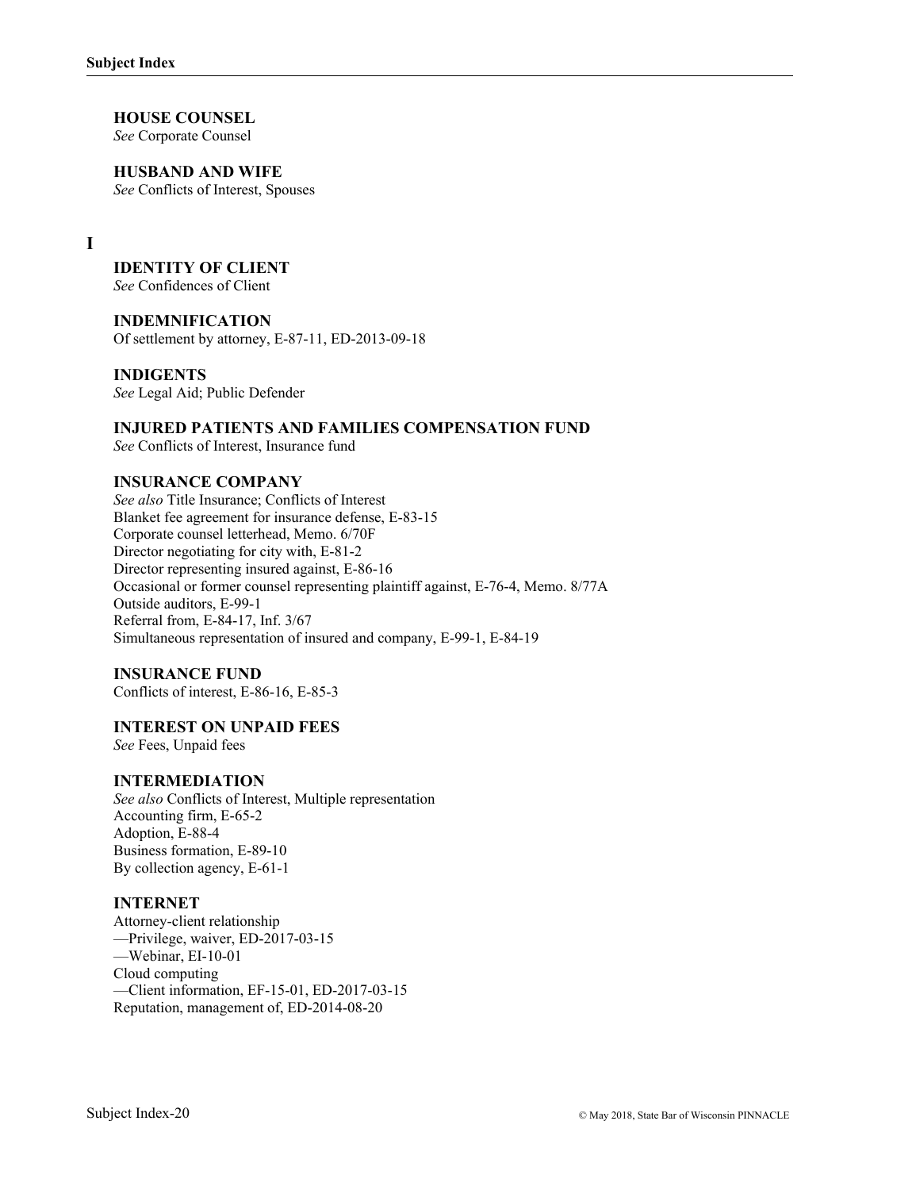**HOUSE COUNSEL**
*See* Corporate Counsel

**HUSBAND AND WIFE**
*See* Conflicts of Interest, Spouses

## I

**IDENTITY OF CLIENT**
*See* Confidences of Client

**INDEMNIFICATION**
Of settlement by attorney, E-87-11, ED-2013-09-18

**INDIGENTS**
*See* Legal Aid; Public Defender

**INJURED PATIENTS AND FAMILIES COMPENSATION FUND**
*See* Conflicts of Interest, Insurance fund

**INSURANCE COMPANY**
*See also* Title Insurance; Conflicts of Interest
Blanket fee agreement for insurance defense, E-83-15
Corporate counsel letterhead, Memo. 6/70F
Director negotiating for city with, E-81-2
Director representing insured against, E-86-16
Occasional or former counsel representing plaintiff against, E-76-4, Memo. 8/77A
Outside auditors, E-99-1
Referral from, E-84-17, Inf. 3/67
Simultaneous representation of insured and company, E-99-1, E-84-19

**INSURANCE FUND**
Conflicts of interest, E-86-16, E-85-3

**INTEREST ON UNPAID FEES**
*See* Fees, Unpaid fees

**INTERMEDIATION**
*See also* Conflicts of Interest, Multiple representation
Accounting firm, E-65-2
Adoption, E-88-4
Business formation, E-89-10
By collection agency, E-61-1

**INTERNET**
Attorney-client relationship
—Privilege, waiver, ED-2017-03-15
—Webinar, EI-10-01
Cloud computing
—Client information, EF-15-01, ED-2017-03-15
Reputation, management of, ED-2014-08-20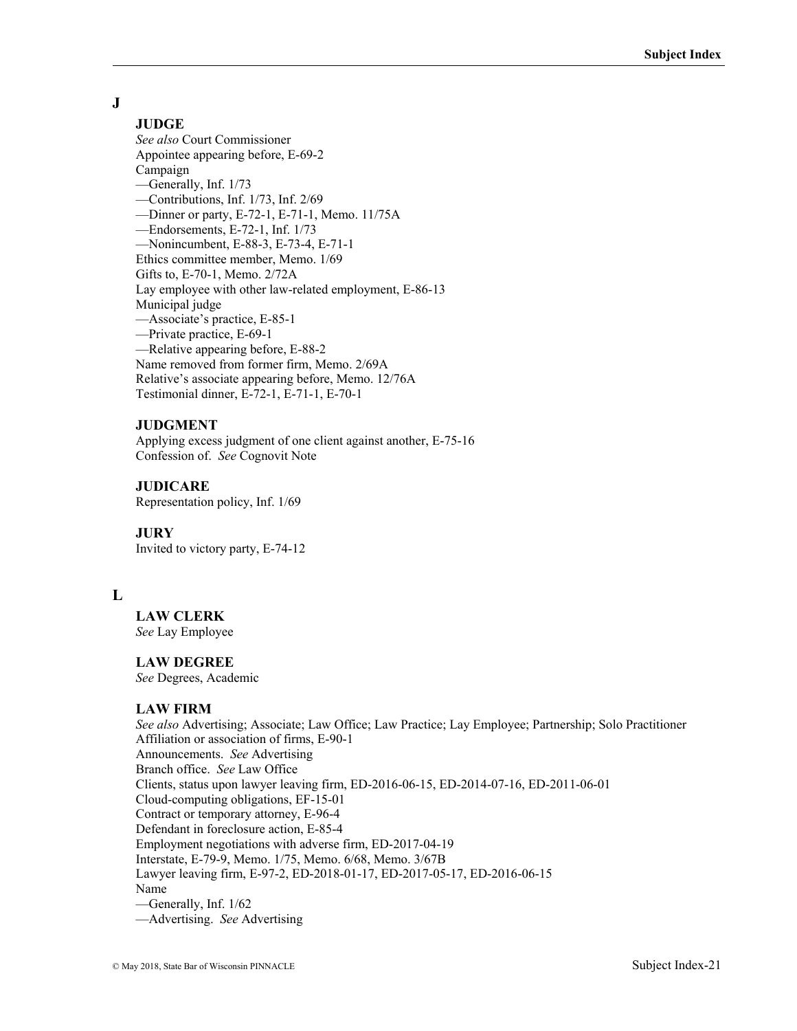## J

### JUDGE

*See also* Court Commissioner
Appointee appearing before, E-69-2
Campaign
—Generally, Inf. 1/73
—Contributions, Inf. 1/73, Inf. 2/69
—Dinner or party, E-72-1, E-71-1, Memo. 11/75A
—Endorsements, E-72-1, Inf. 1/73
—Nonincumbent, E-88-3, E-73-4, E-71-1
Ethics committee member, Memo. 1/69
Gifts to, E-70-1, Memo. 2/72A
Lay employee with other law-related employment, E-86-13
Municipal judge
—Associate's practice, E-85-1
—Private practice, E-69-1
—Relative appearing before, E-88-2
Name removed from former firm, Memo. 2/69A
Relative's associate appearing before, Memo. 12/76A
Testimonial dinner, E-72-1, E-71-1, E-70-1

### JUDGMENT

Applying excess judgment of one client against another, E-75-16
Confession of. *See* Cognovit Note

### JUDICARE

Representation policy, Inf. 1/69

### JURY

Invited to victory party, E-74-12

## L

### LAW CLERK

*See* Lay Employee

### LAW DEGREE

*See* Degrees, Academic

### LAW FIRM

*See also* Advertising; Associate; Law Office; Law Practice; Lay Employee; Partnership; Solo Practitioner
Affiliation or association of firms, E-90-1
Announcements. *See* Advertising
Branch office. *See* Law Office
Clients, status upon lawyer leaving firm, ED-2016-06-15, ED-2014-07-16, ED-2011-06-01
Cloud-computing obligations, EF-15-01
Contract or temporary attorney, E-96-4
Defendant in foreclosure action, E-85-4
Employment negotiations with adverse firm, ED-2017-04-19
Interstate, E-79-9, Memo. 1/75, Memo. 6/68, Memo. 3/67B
Lawyer leaving firm, E-97-2, ED-2018-01-17, ED-2017-05-17, ED-2016-06-15
Name
—Generally, Inf. 1/62
—Advertising. *See* Advertising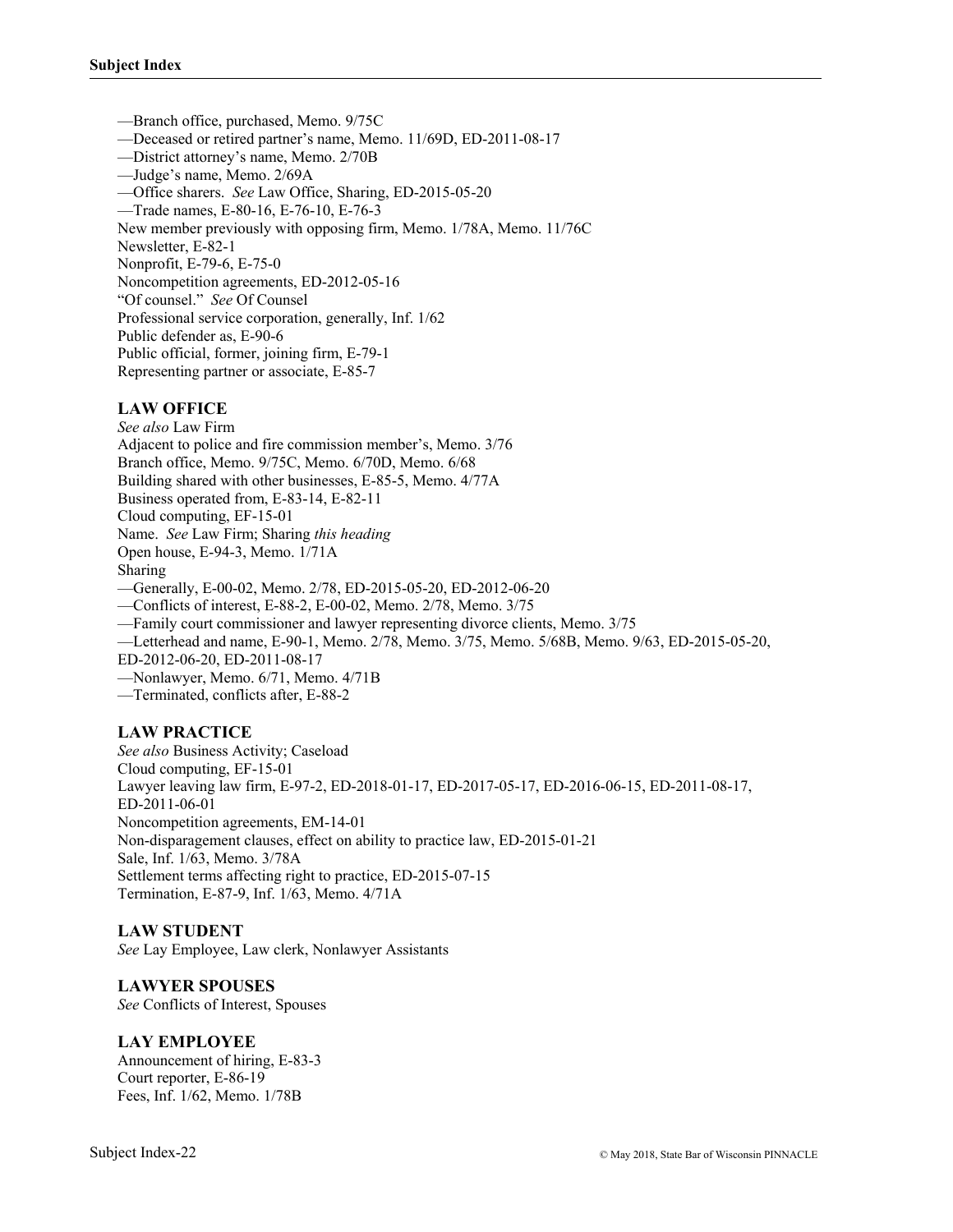—Branch office, purchased, Memo. 9/75C
—Deceased or retired partner's name, Memo. 11/69D, ED-2011-08-17
—District attorney's name, Memo. 2/70B
—Judge's name, Memo. 2/69A
—Office sharers. *See* Law Office, Sharing, ED-2015-05-20
—Trade names, E-80-16, E-76-10, E-76-3
New member previously with opposing firm, Memo. 1/78A, Memo. 11/76C
Newsletter, E-82-1
Nonprofit, E-79-6, E-75-0
Noncompetition agreements, ED-2012-05-16
"Of counsel." *See* Of Counsel
Professional service corporation, generally, Inf. 1/62
Public defender as, E-90-6
Public official, former, joining firm, E-79-1
Representing partner or associate, E-85-7

### LAW OFFICE

*See also* Law Firm
Adjacent to police and fire commission member's, Memo. 3/76
Branch office, Memo. 9/75C, Memo. 6/70D, Memo. 6/68
Building shared with other businesses, E-85-5, Memo. 4/77A
Business operated from, E-83-14, E-82-11
Cloud computing, EF-15-01
Name. *See* Law Firm; Sharing *this heading*
Open house, E-94-3, Memo. 1/71A
Sharing
—Generally, E-00-02, Memo. 2/78, ED-2015-05-20, ED-2012-06-20
—Conflicts of interest, E-88-2, E-00-02, Memo. 2/78, Memo. 3/75
—Family court commissioner and lawyer representing divorce clients, Memo. 3/75
—Letterhead and name, E-90-1, Memo. 2/78, Memo. 3/75, Memo. 5/68B, Memo. 9/63, ED-2015-05-20, ED-2012-06-20, ED-2011-08-17
—Nonlawyer, Memo. 6/71, Memo. 4/71B
—Terminated, conflicts after, E-88-2

### LAW PRACTICE

*See also* Business Activity; Caseload
Cloud computing, EF-15-01
Lawyer leaving law firm, E-97-2, ED-2018-01-17, ED-2017-05-17, ED-2016-06-15, ED-2011-08-17, ED-2011-06-01
Noncompetition agreements, EM-14-01
Non-disparagement clauses, effect on ability to practice law, ED-2015-01-21
Sale, Inf. 1/63, Memo. 3/78A
Settlement terms affecting right to practice, ED-2015-07-15
Termination, E-87-9, Inf. 1/63, Memo. 4/71A

### LAW STUDENT

*See* Lay Employee, Law clerk, Nonlawyer Assistants

### LAWYER SPOUSES

*See* Conflicts of Interest, Spouses

### LAY EMPLOYEE

Announcement of hiring, E-83-3
Court reporter, E-86-19
Fees, Inf. 1/62, Memo. 1/78B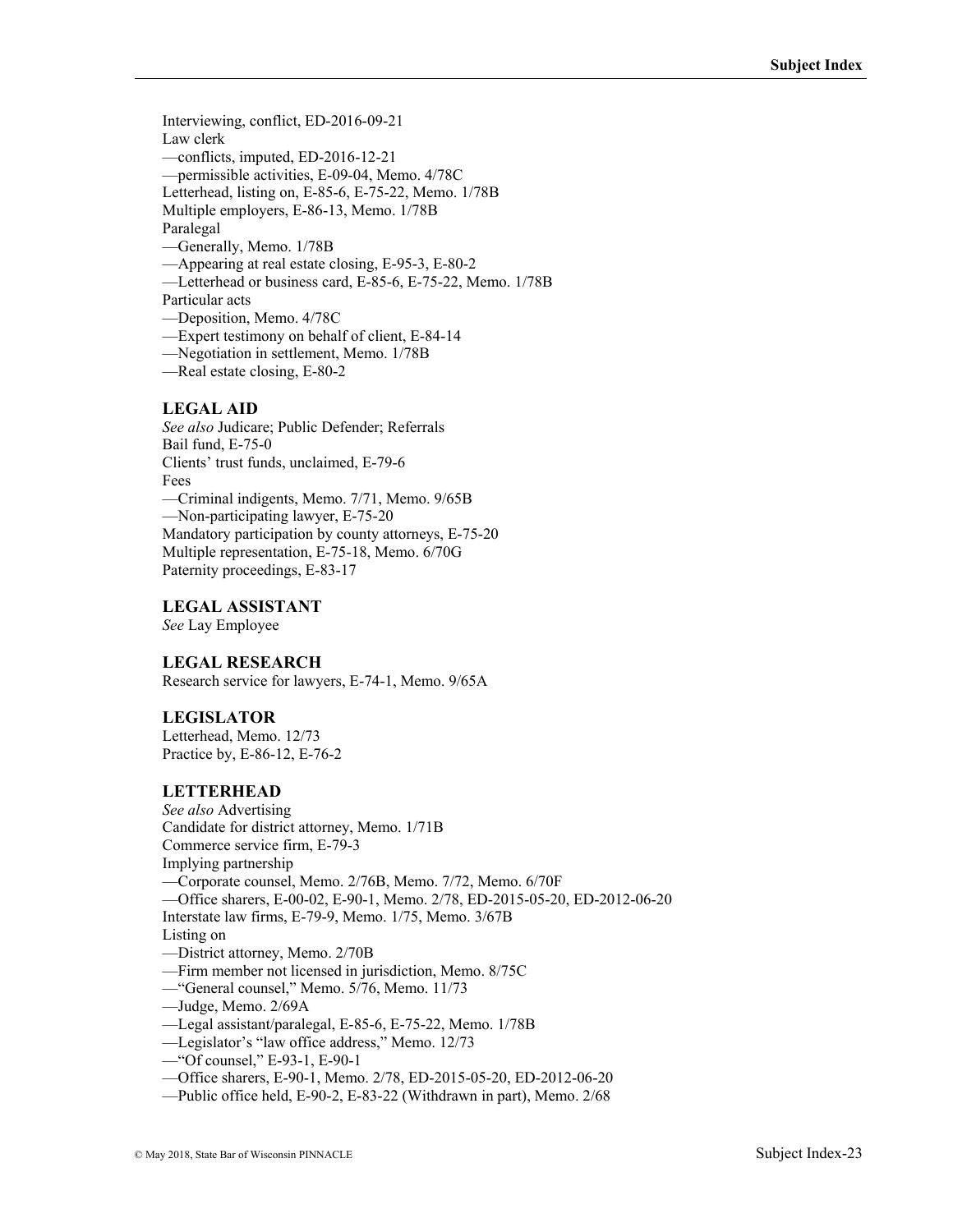Interviewing, conflict, ED-2016-09-21
Law clerk
—conflicts, imputed, ED-2016-12-21
—permissible activities, E-09-04, Memo. 4/78C
Letterhead, listing on, E-85-6, E-75-22, Memo. 1/78B
Multiple employers, E-86-13, Memo. 1/78B
Paralegal
—Generally, Memo. 1/78B
—Appearing at real estate closing, E-95-3, E-80-2
—Letterhead or business card, E-85-6, E-75-22, Memo. 1/78B
Particular acts
—Deposition, Memo. 4/78C
—Expert testimony on behalf of client, E-84-14
—Negotiation in settlement, Memo. 1/78B
—Real estate closing, E-80-2

### LEGAL AID

*See also* Judicare; Public Defender; Referrals
Bail fund, E-75-0
Clients' trust funds, unclaimed, E-79-6
Fees
—Criminal indigents, Memo. 7/71, Memo. 9/65B
—Non-participating lawyer, E-75-20
Mandatory participation by county attorneys, E-75-20
Multiple representation, E-75-18, Memo. 6/70G
Paternity proceedings, E-83-17

### LEGAL ASSISTANT

*See* Lay Employee

### LEGAL RESEARCH

Research service for lawyers, E-74-1, Memo. 9/65A

### LEGISLATOR

Letterhead, Memo. 12/73
Practice by, E-86-12, E-76-2

### LETTERHEAD

*See also* Advertising
Candidate for district attorney, Memo. 1/71B
Commerce service firm, E-79-3
Implying partnership
—Corporate counsel, Memo. 2/76B, Memo. 7/72, Memo. 6/70F
—Office sharers, E-00-02, E-90-1, Memo. 2/78, ED-2015-05-20, ED-2012-06-20
Interstate law firms, E-79-9, Memo. 1/75, Memo. 3/67B
Listing on
—District attorney, Memo. 2/70B
—Firm member not licensed in jurisdiction, Memo. 8/75C
—"General counsel," Memo. 5/76, Memo. 11/73
—Judge, Memo. 2/69A
—Legal assistant/paralegal, E-85-6, E-75-22, Memo. 1/78B
—Legislator's "law office address," Memo. 12/73
—"Of counsel," E-93-1, E-90-1
—Office sharers, E-90-1, Memo. 2/78, ED-2015-05-20, ED-2012-06-20
—Public office held, E-90-2, E-83-22 (Withdrawn in part), Memo. 2/68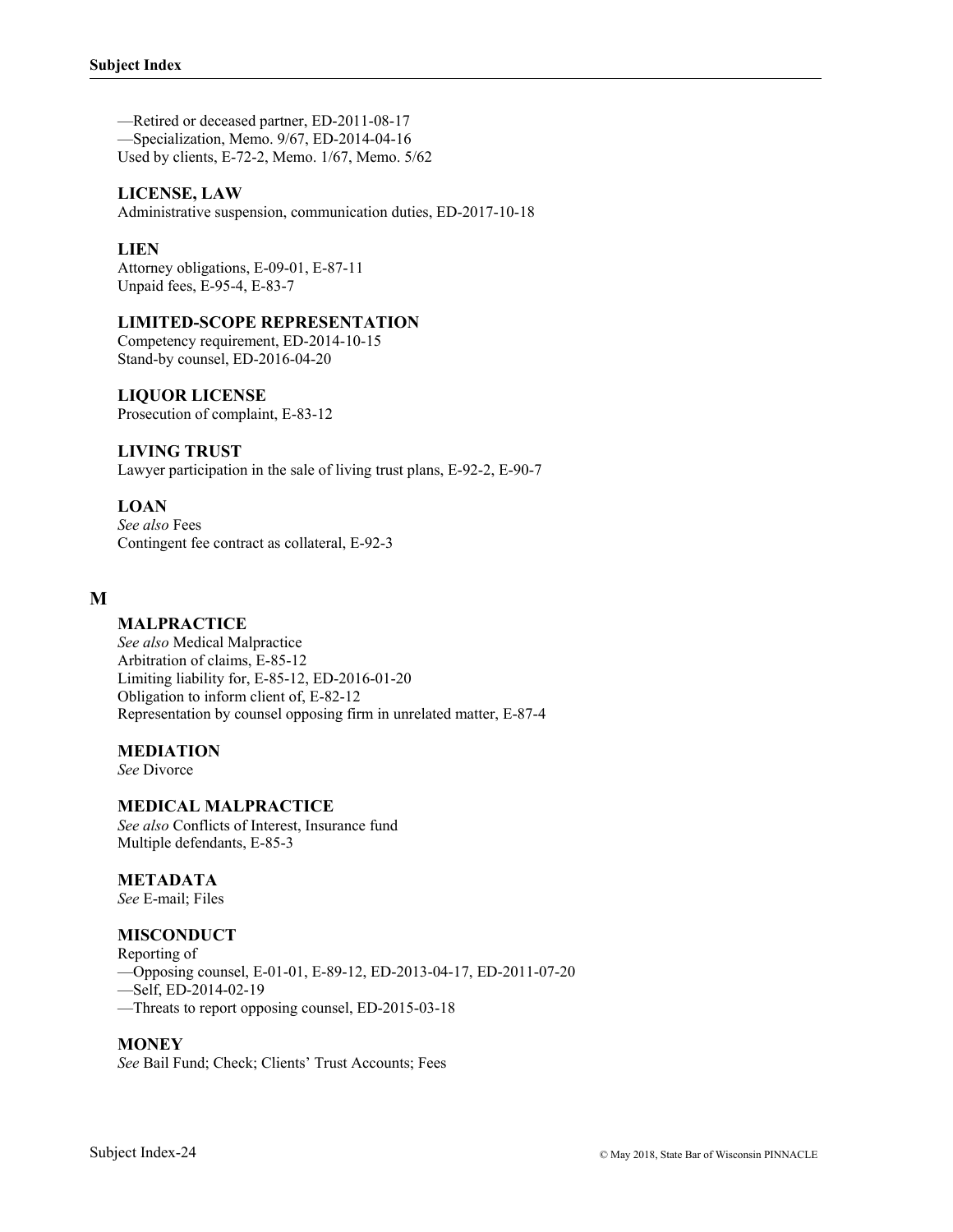—Retired or deceased partner, ED-2011-08-17
—Specialization, Memo. 9/67, ED-2014-04-16
Used by clients, E-72-2, Memo. 1/67, Memo. 5/62

### LICENSE, LAW

Administrative suspension, communication duties, ED-2017-10-18

### LIEN

Attorney obligations, E-09-01, E-87-11
Unpaid fees, E-95-4, E-83-7

### LIMITED-SCOPE REPRESENTATION

Competency requirement, ED-2014-10-15
Stand-by counsel, ED-2016-04-20

### LIQUOR LICENSE

Prosecution of complaint, E-83-12

### LIVING TRUST

Lawyer participation in the sale of living trust plans, E-92-2, E-90-7

### LOAN

*See also* Fees
Contingent fee contract as collateral, E-92-3

## M

### MALPRACTICE

*See also* Medical Malpractice
Arbitration of claims, E-85-12
Limiting liability for, E-85-12, ED-2016-01-20
Obligation to inform client of, E-82-12
Representation by counsel opposing firm in unrelated matter, E-87-4

### MEDIATION

*See* Divorce

### MEDICAL MALPRACTICE

*See also* Conflicts of Interest, Insurance fund
Multiple defendants, E-85-3

### METADATA

*See* E-mail; Files

### MISCONDUCT

Reporting of
—Opposing counsel, E-01-01, E-89-12, ED-2013-04-17, ED-2011-07-20
—Self, ED-2014-02-19
—Threats to report opposing counsel, ED-2015-03-18

### MONEY

*See* Bail Fund; Check; Clients' Trust Accounts; Fees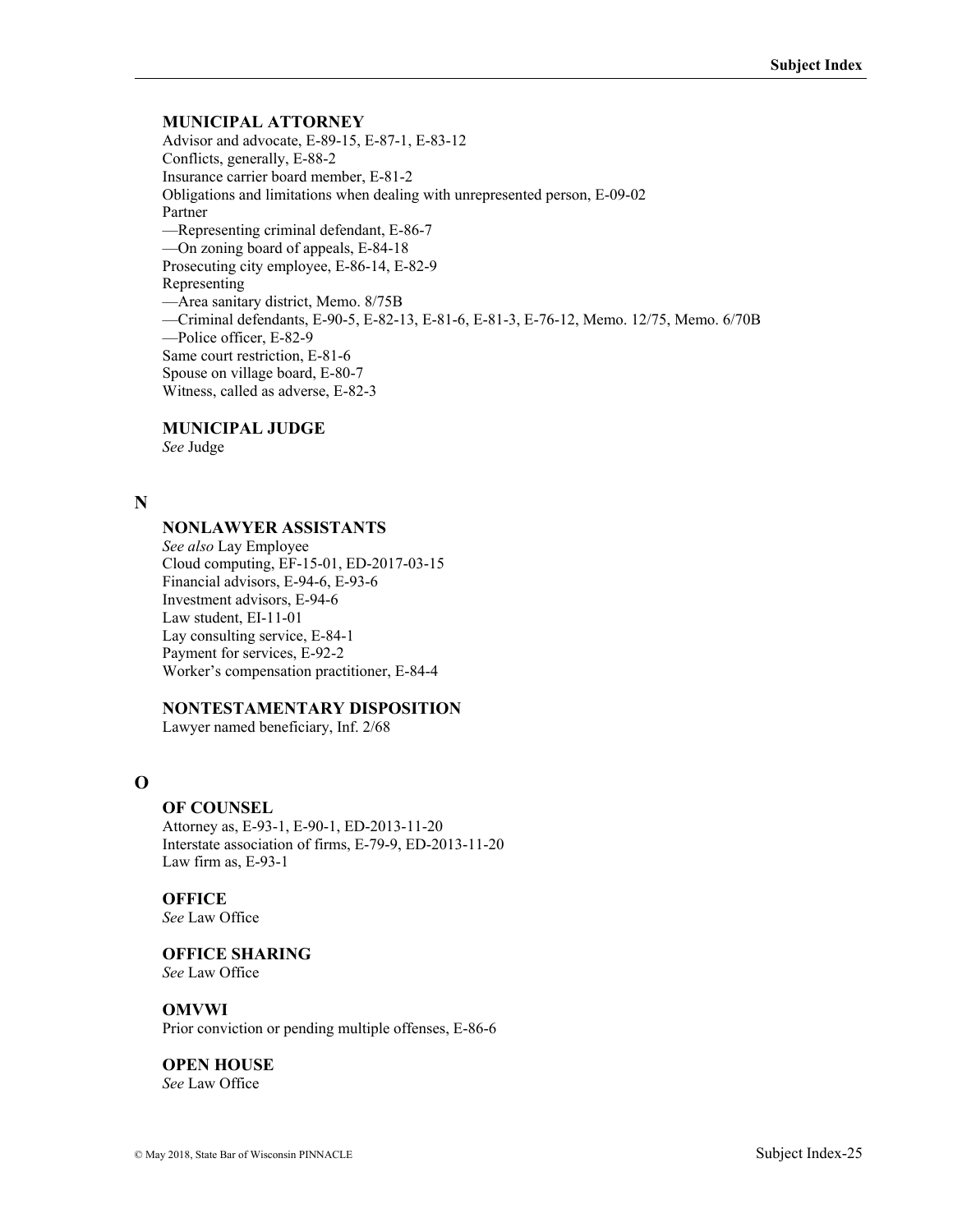**MUNICIPAL ATTORNEY**

Advisor and advocate, E-89-15, E-87-1, E-83-12
Conflicts, generally, E-88-2
Insurance carrier board member, E-81-2
Obligations and limitations when dealing with unrepresented person, E-09-02
Partner
—Representing criminal defendant, E-86-7
—On zoning board of appeals, E-84-18
Prosecuting city employee, E-86-14, E-82-9
Representing
—Area sanitary district, Memo. 8/75B
—Criminal defendants, E-90-5, E-82-13, E-81-6, E-81-3, E-76-12, Memo. 12/75, Memo. 6/70B
—Police officer, E-82-9
Same court restriction, E-81-6
Spouse on village board, E-80-7
Witness, called as adverse, E-82-3

**MUNICIPAL JUDGE**

*See* Judge

## N

**NONLAWYER ASSISTANTS**

*See also* Lay Employee
Cloud computing, EF-15-01, ED-2017-03-15
Financial advisors, E-94-6, E-93-6
Investment advisors, E-94-6
Law student, EI-11-01
Lay consulting service, E-84-1
Payment for services, E-92-2
Worker's compensation practitioner, E-84-4

**NONTESTAMENTARY DISPOSITION**

Lawyer named beneficiary, Inf. 2/68

## O

**OF COUNSEL**

Attorney as, E-93-1, E-90-1, ED-2013-11-20
Interstate association of firms, E-79-9, ED-2013-11-20
Law firm as, E-93-1

**OFFICE**

*See* Law Office

**OFFICE SHARING**

*See* Law Office

**OMVWI**

Prior conviction or pending multiple offenses, E-86-6

**OPEN HOUSE**

*See* Law Office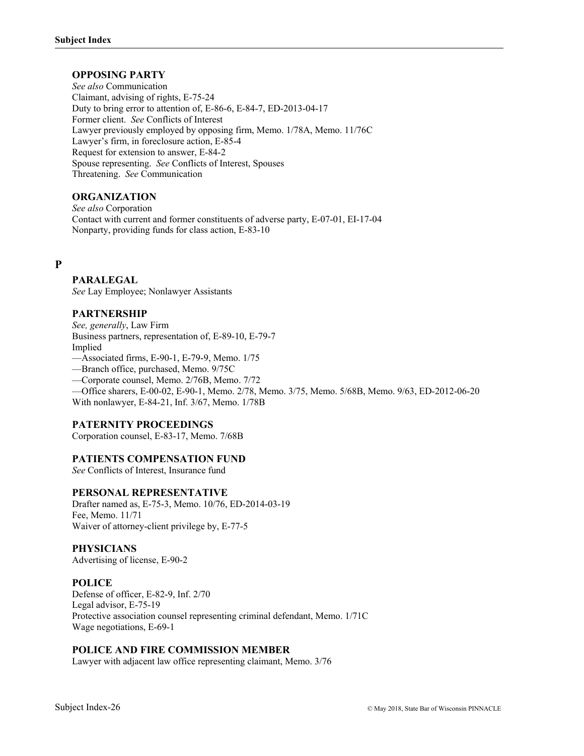### OPPOSING PARTY

*See also* Communication
Claimant, advising of rights, E-75-24
Duty to bring error to attention of, E-86-6, E-84-7, ED-2013-04-17
Former client. *See* Conflicts of Interest
Lawyer previously employed by opposing firm, Memo. 1/78A, Memo. 11/76C
Lawyer's firm, in foreclosure action, E-85-4
Request for extension to answer, E-84-2
Spouse representing. *See* Conflicts of Interest, Spouses
Threatening. *See* Communication

### ORGANIZATION

*See also* Corporation
Contact with current and former constituents of adverse party, E-07-01, EI-17-04
Nonparty, providing funds for class action, E-83-10

## P

### PARALEGAL

*See* Lay Employee; Nonlawyer Assistants

### PARTNERSHIP

*See, generally*, Law Firm
Business partners, representation of, E-89-10, E-79-7
Implied
—Associated firms, E-90-1, E-79-9, Memo. 1/75
—Branch office, purchased, Memo. 9/75C
—Corporate counsel, Memo. 2/76B, Memo. 7/72
—Office sharers, E-00-02, E-90-1, Memo. 2/78, Memo. 3/75, Memo. 5/68B, Memo. 9/63, ED-2012-06-20
With nonlawyer, E-84-21, Inf. 3/67, Memo. 1/78B

### PATERNITY PROCEEDINGS

Corporation counsel, E-83-17, Memo. 7/68B

### PATIENTS COMPENSATION FUND

*See* Conflicts of Interest, Insurance fund

### PERSONAL REPRESENTATIVE

Drafter named as, E-75-3, Memo. 10/76, ED-2014-03-19
Fee, Memo. 11/71
Waiver of attorney-client privilege by, E-77-5

### PHYSICIANS

Advertising of license, E-90-2

### POLICE

Defense of officer, E-82-9, Inf. 2/70
Legal advisor, E-75-19
Protective association counsel representing criminal defendant, Memo. 1/71C
Wage negotiations, E-69-1

### POLICE AND FIRE COMMISSION MEMBER

Lawyer with adjacent law office representing claimant, Memo. 3/76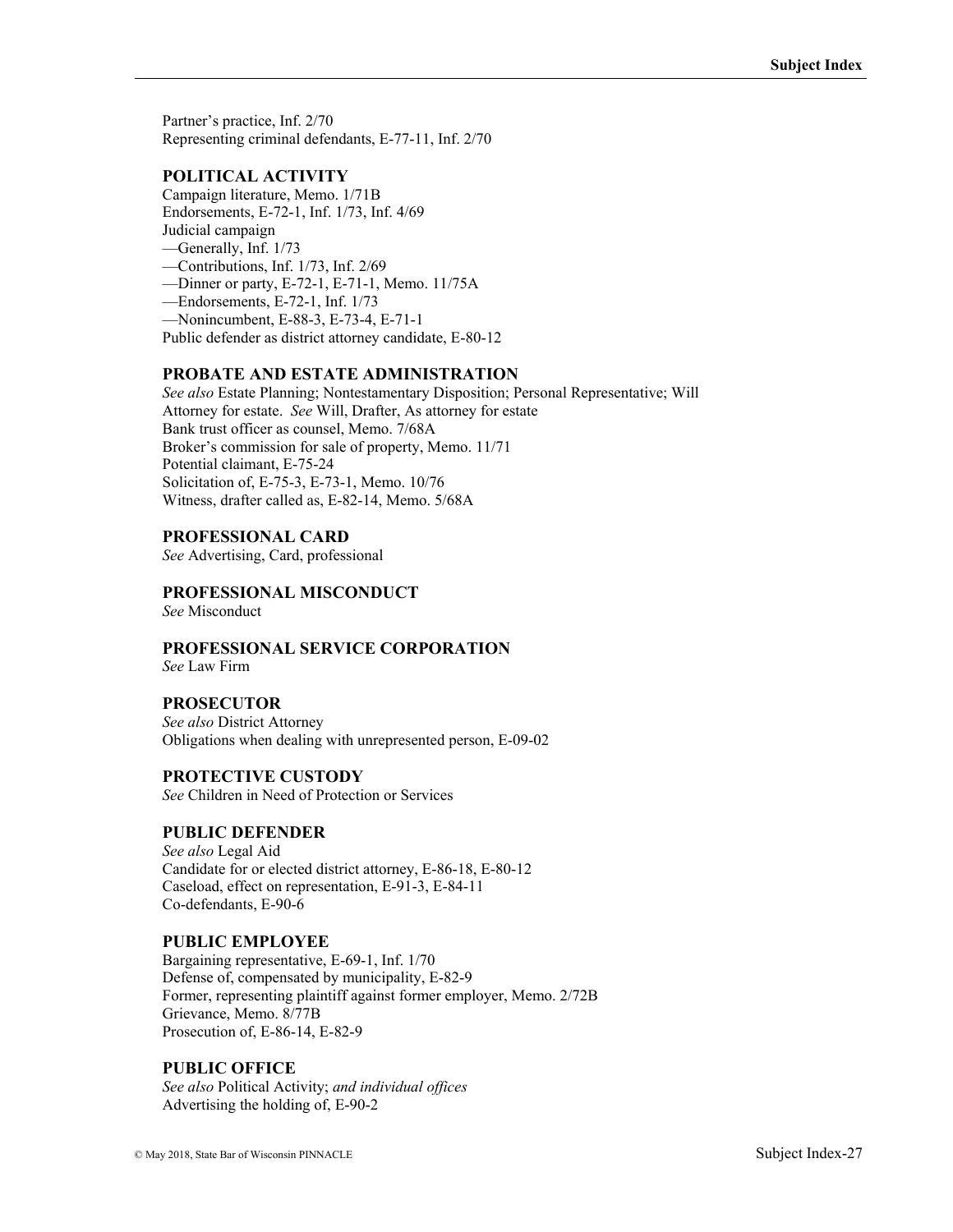Partner's practice, Inf. 2/70
Representing criminal defendants, E-77-11, Inf. 2/70

**POLITICAL ACTIVITY**

Campaign literature, Memo. 1/71B
Endorsements, E-72-1, Inf. 1/73, Inf. 4/69
Judicial campaign
—Generally, Inf. 1/73
—Contributions, Inf. 1/73, Inf. 2/69
—Dinner or party, E-72-1, E-71-1, Memo. 11/75A
—Endorsements, E-72-1, Inf. 1/73
—Nonincumbent, E-88-3, E-73-4, E-71-1
Public defender as district attorney candidate, E-80-12

**PROBATE AND ESTATE ADMINISTRATION**

*See also* Estate Planning; Nontestamentary Disposition; Personal Representative; Will
Attorney for estate. *See* Will, Drafter, As attorney for estate
Bank trust officer as counsel, Memo. 7/68A
Broker's commission for sale of property, Memo. 11/71
Potential claimant, E-75-24
Solicitation of, E-75-3, E-73-1, Memo. 10/76
Witness, drafter called as, E-82-14, Memo. 5/68A

**PROFESSIONAL CARD**

*See* Advertising, Card, professional

**PROFESSIONAL MISCONDUCT**

*See* Misconduct

**PROFESSIONAL SERVICE CORPORATION**

*See* Law Firm

**PROSECUTOR**

*See also* District Attorney
Obligations when dealing with unrepresented person, E-09-02

**PROTECTIVE CUSTODY**

*See* Children in Need of Protection or Services

**PUBLIC DEFENDER**

*See also* Legal Aid
Candidate for or elected district attorney, E-86-18, E-80-12
Caseload, effect on representation, E-91-3, E-84-11
Co-defendants, E-90-6

**PUBLIC EMPLOYEE**

Bargaining representative, E-69-1, Inf. 1/70
Defense of, compensated by municipality, E-82-9
Former, representing plaintiff against former employer, Memo. 2/72B
Grievance, Memo. 8/77B
Prosecution of, E-86-14, E-82-9

**PUBLIC OFFICE**

*See also* Political Activity; *and individual offices*
Advertising the holding of, E-90-2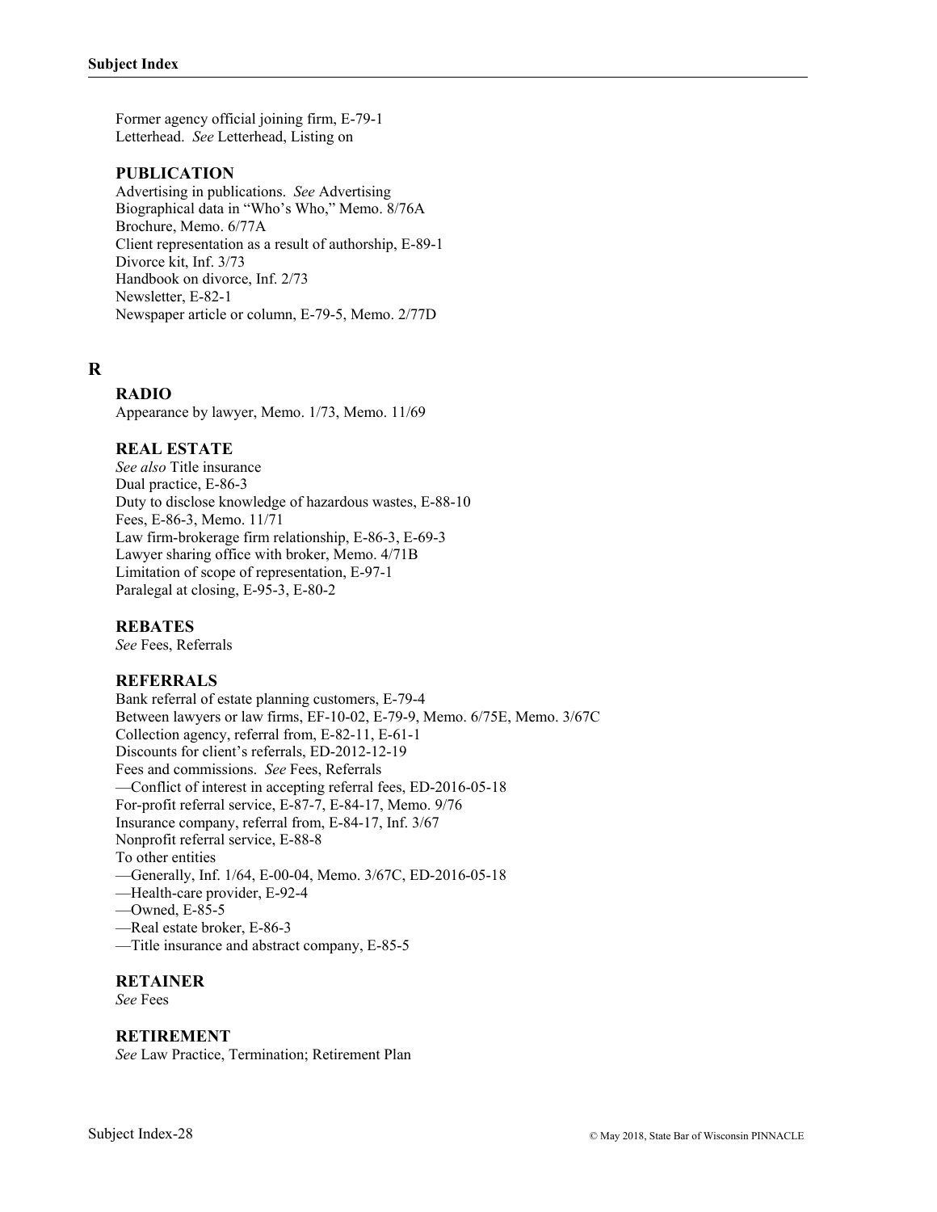Former agency official joining firm, E-79-1
Letterhead. *See* Letterhead, Listing on

### PUBLICATION

Advertising in publications. *See* Advertising
Biographical data in "Who's Who," Memo. 8/76A
Brochure, Memo. 6/77A
Client representation as a result of authorship, E-89-1
Divorce kit, Inf. 3/73
Handbook on divorce, Inf. 2/73
Newsletter, E-82-1
Newspaper article or column, E-79-5, Memo. 2/77D

## R

### RADIO

Appearance by lawyer, Memo. 1/73, Memo. 11/69

### REAL ESTATE

*See also* Title insurance
Dual practice, E-86-3
Duty to disclose knowledge of hazardous wastes, E-88-10
Fees, E-86-3, Memo. 11/71
Law firm-brokerage firm relationship, E-86-3, E-69-3
Lawyer sharing office with broker, Memo. 4/71B
Limitation of scope of representation, E-97-1
Paralegal at closing, E-95-3, E-80-2

### REBATES

*See* Fees, Referrals

### REFERRALS

Bank referral of estate planning customers, E-79-4
Between lawyers or law firms, EF-10-02, E-79-9, Memo. 6/75E, Memo. 3/67C
Collection agency, referral from, E-82-11, E-61-1
Discounts for client's referrals, ED-2012-12-19
Fees and commissions. *See* Fees, Referrals
—Conflict of interest in accepting referral fees, ED-2016-05-18
For-profit referral service, E-87-7, E-84-17, Memo. 9/76
Insurance company, referral from, E-84-17, Inf. 3/67
Nonprofit referral service, E-88-8
To other entities
—Generally, Inf. 1/64, E-00-04, Memo. 3/67C, ED-2016-05-18
—Health-care provider, E-92-4
—Owned, E-85-5
—Real estate broker, E-86-3
—Title insurance and abstract company, E-85-5

### RETAINER

*See* Fees

### RETIREMENT

*See* Law Practice, Termination; Retirement Plan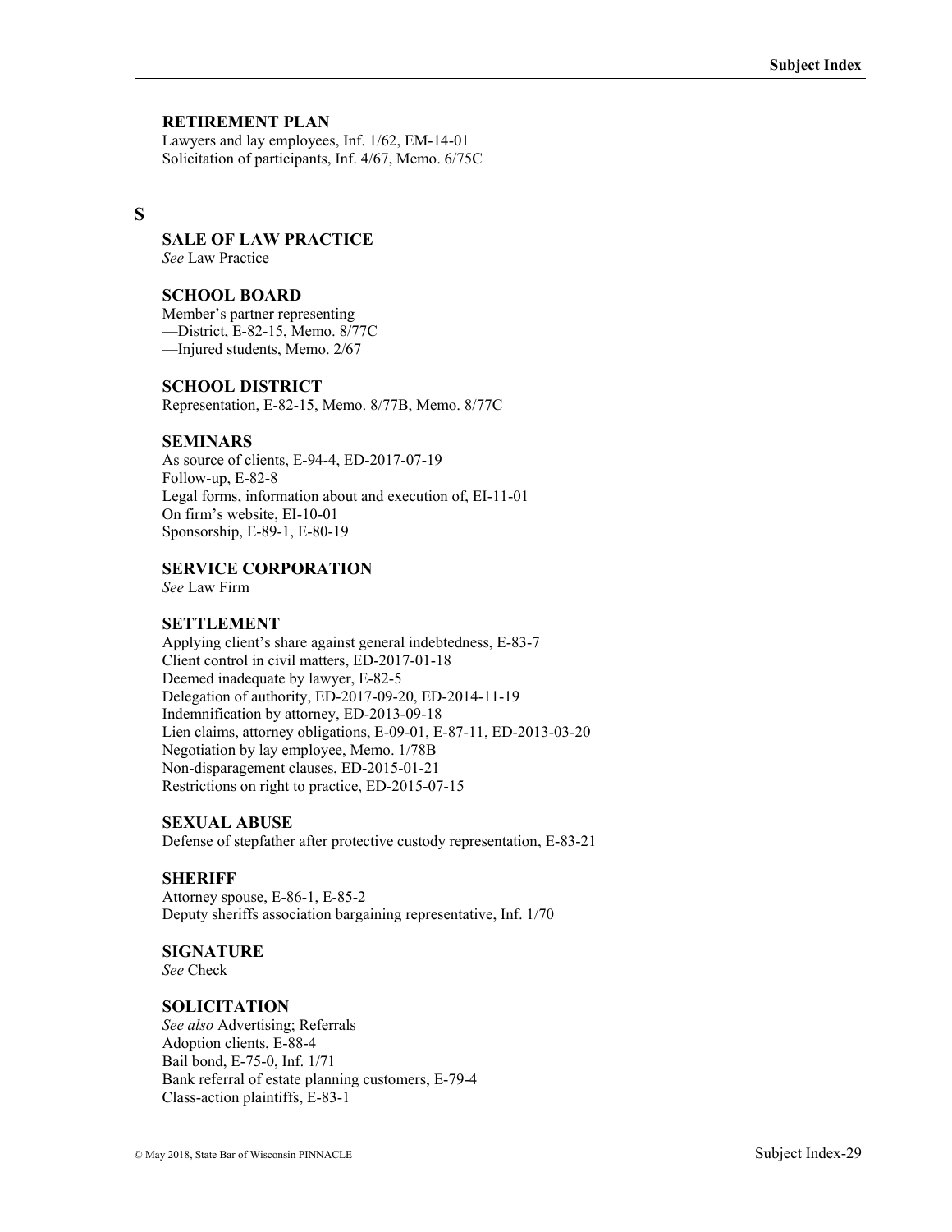### RETIREMENT PLAN

Lawyers and lay employees, Inf. 1/62, EM-14-01
Solicitation of participants, Inf. 4/67, Memo. 6/75C

## S

### SALE OF LAW PRACTICE

*See* Law Practice

### SCHOOL BOARD

Member's partner representing
—District, E-82-15, Memo. 8/77C
—Injured students, Memo. 2/67

### SCHOOL DISTRICT

Representation, E-82-15, Memo. 8/77B, Memo. 8/77C

### SEMINARS

As source of clients, E-94-4, ED-2017-07-19
Follow-up, E-82-8
Legal forms, information about and execution of, EI-11-01
On firm's website, EI-10-01
Sponsorship, E-89-1, E-80-19

### SERVICE CORPORATION

*See* Law Firm

### SETTLEMENT

Applying client's share against general indebtedness, E-83-7
Client control in civil matters, ED-2017-01-18
Deemed inadequate by lawyer, E-82-5
Delegation of authority, ED-2017-09-20, ED-2014-11-19
Indemnification by attorney, ED-2013-09-18
Lien claims, attorney obligations, E-09-01, E-87-11, ED-2013-03-20
Negotiation by lay employee, Memo. 1/78B
Non-disparagement clauses, ED-2015-01-21
Restrictions on right to practice, ED-2015-07-15

### SEXUAL ABUSE

Defense of stepfather after protective custody representation, E-83-21

### SHERIFF

Attorney spouse, E-86-1, E-85-2
Deputy sheriffs association bargaining representative, Inf. 1/70

### SIGNATURE

*See* Check

### SOLICITATION

*See also* Advertising; Referrals
Adoption clients, E-88-4
Bail bond, E-75-0, Inf. 1/71
Bank referral of estate planning customers, E-79-4
Class-action plaintiffs, E-83-1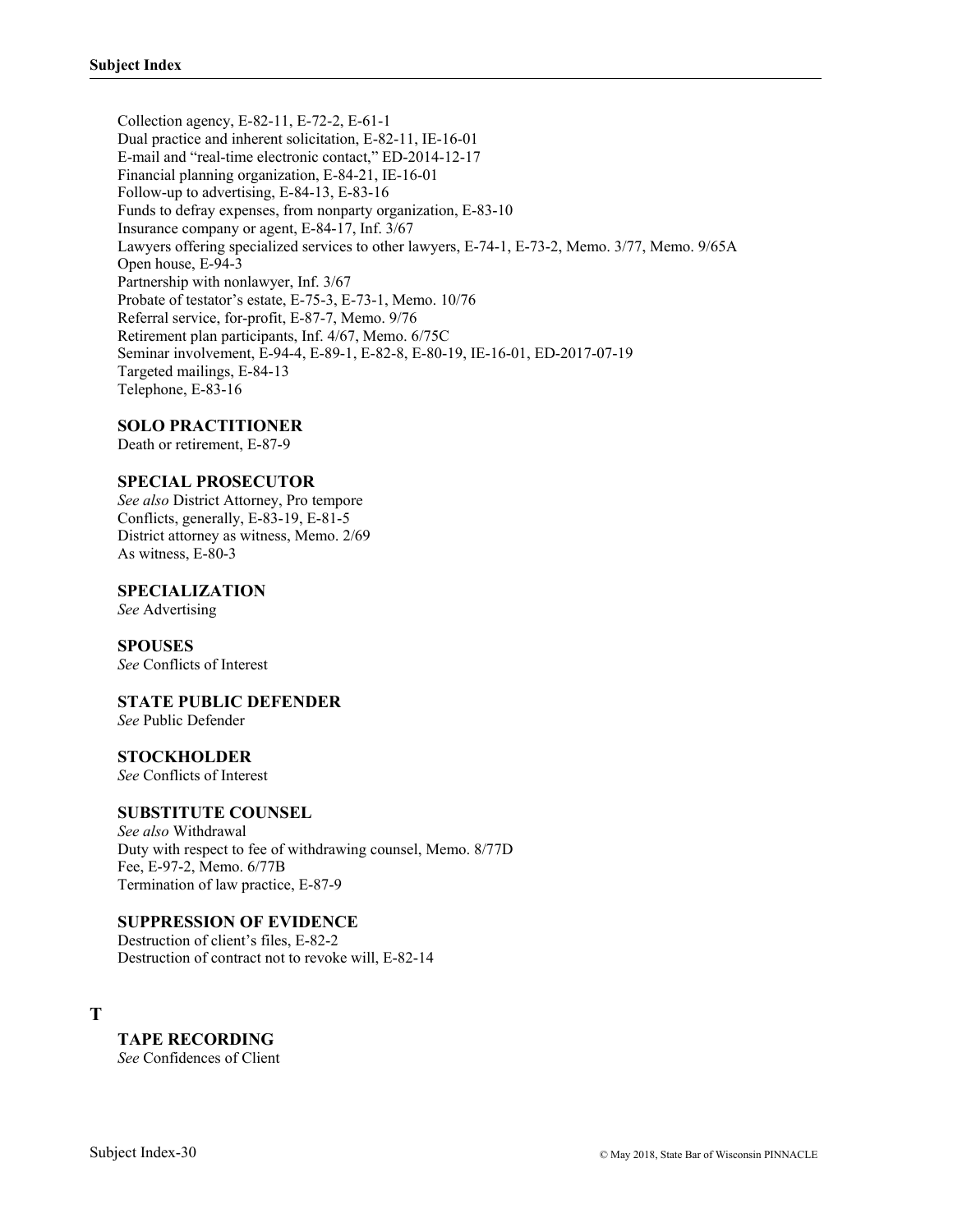Collection agency, E-82-11, E-72-2, E-61-1
Dual practice and inherent solicitation, E-82-11, IE-16-01
E-mail and "real-time electronic contact," ED-2014-12-17
Financial planning organization, E-84-21, IE-16-01
Follow-up to advertising, E-84-13, E-83-16
Funds to defray expenses, from nonparty organization, E-83-10
Insurance company or agent, E-84-17, Inf. 3/67
Lawyers offering specialized services to other lawyers, E-74-1, E-73-2, Memo. 3/77, Memo. 9/65A
Open house, E-94-3
Partnership with nonlawyer, Inf. 3/67
Probate of testator's estate, E-75-3, E-73-1, Memo. 10/76
Referral service, for-profit, E-87-7, Memo. 9/76
Retirement plan participants, Inf. 4/67, Memo. 6/75C
Seminar involvement, E-94-4, E-89-1, E-82-8, E-80-19, IE-16-01, ED-2017-07-19
Targeted mailings, E-84-13
Telephone, E-83-16

### SOLO PRACTITIONER

Death or retirement, E-87-9

### SPECIAL PROSECUTOR

*See also* District Attorney, Pro tempore
Conflicts, generally, E-83-19, E-81-5
District attorney as witness, Memo. 2/69
As witness, E-80-3

### SPECIALIZATION

*See* Advertising

### SPOUSES

*See* Conflicts of Interest

### STATE PUBLIC DEFENDER

*See* Public Defender

### STOCKHOLDER

*See* Conflicts of Interest

### SUBSTITUTE COUNSEL

*See also* Withdrawal
Duty with respect to fee of withdrawing counsel, Memo. 8/77D
Fee, E-97-2, Memo. 6/77B
Termination of law practice, E-87-9

### SUPPRESSION OF EVIDENCE

Destruction of client's files, E-82-2
Destruction of contract not to revoke will, E-82-14

## T

### TAPE RECORDING

*See* Confidences of Client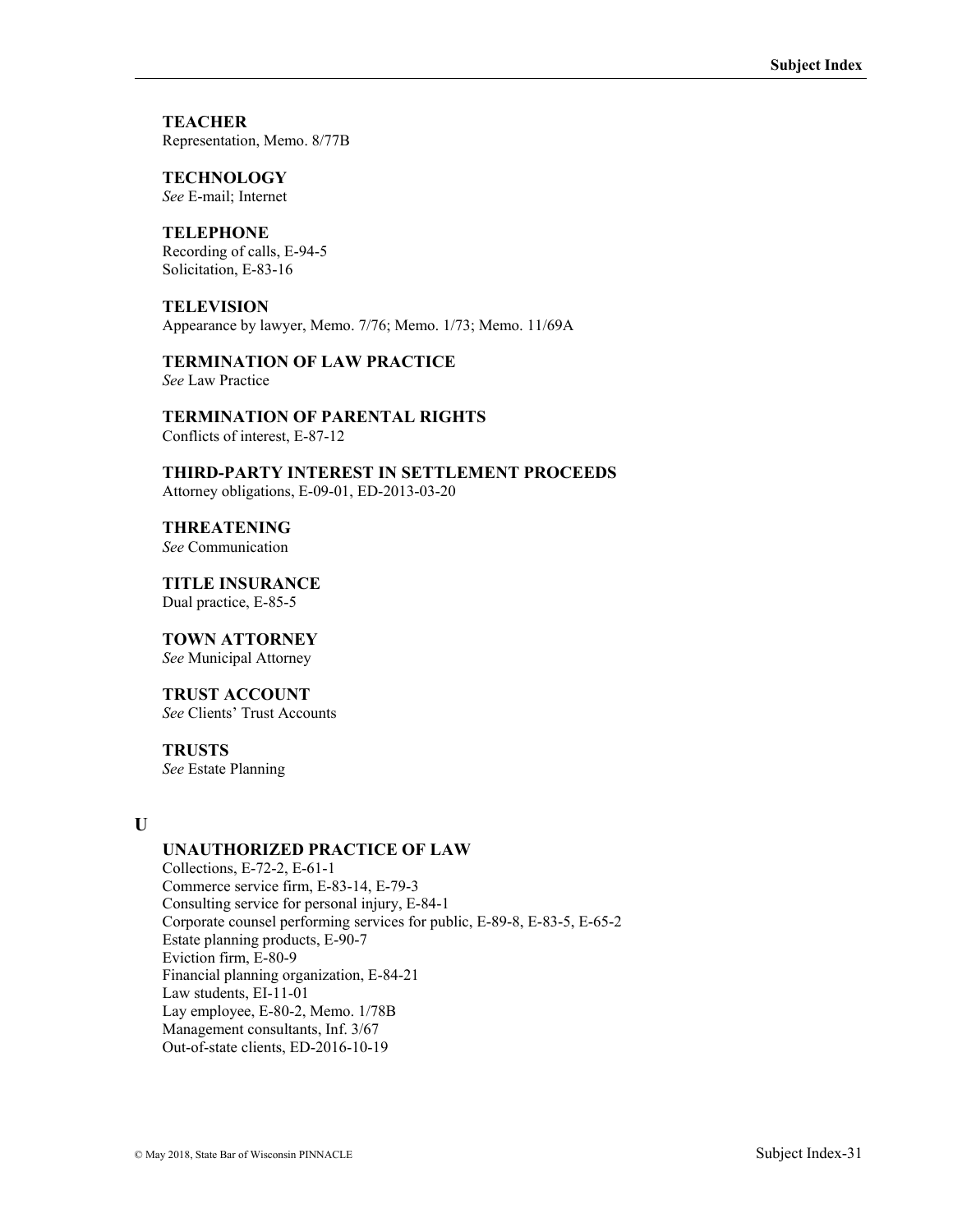**TEACHER**
Representation, Memo. 8/77B

**TECHNOLOGY**
*See* E-mail; Internet

**TELEPHONE**
Recording of calls, E-94-5
Solicitation, E-83-16

**TELEVISION**
Appearance by lawyer, Memo. 7/76; Memo. 1/73; Memo. 11/69A

**TERMINATION OF LAW PRACTICE**
*See* Law Practice

**TERMINATION OF PARENTAL RIGHTS**
Conflicts of interest, E-87-12

**THIRD-PARTY INTEREST IN SETTLEMENT PROCEEDS**
Attorney obligations, E-09-01, ED-2013-03-20

**THREATENING**
*See* Communication

**TITLE INSURANCE**
Dual practice, E-85-5

**TOWN ATTORNEY**
*See* Municipal Attorney

**TRUST ACCOUNT**
*See* Clients' Trust Accounts

**TRUSTS**
*See* Estate Planning

## U

**UNAUTHORIZED PRACTICE OF LAW**
Collections, E-72-2, E-61-1
Commerce service firm, E-83-14, E-79-3
Consulting service for personal injury, E-84-1
Corporate counsel performing services for public, E-89-8, E-83-5, E-65-2
Estate planning products, E-90-7
Eviction firm, E-80-9
Financial planning organization, E-84-21
Law students, EI-11-01
Lay employee, E-80-2, Memo. 1/78B
Management consultants, Inf. 3/67
Out-of-state clients, ED-2016-10-19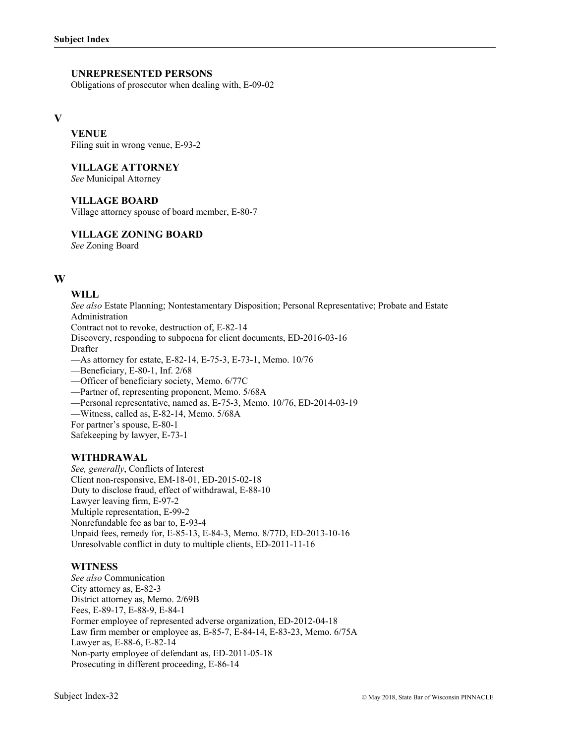### UNREPRESENTED PERSONS

Obligations of prosecutor when dealing with, E-09-02

## V

### VENUE

Filing suit in wrong venue, E-93-2

### VILLAGE ATTORNEY

*See* Municipal Attorney

### VILLAGE BOARD

Village attorney spouse of board member, E-80-7

### VILLAGE ZONING BOARD

*See* Zoning Board

## W

### WILL

*See also* Estate Planning; Nontestamentary Disposition; Personal Representative; Probate and Estate Administration

Contract not to revoke, destruction of, E-82-14

Discovery, responding to subpoena for client documents, ED-2016-03-16

Drafter

—As attorney for estate, E-82-14, E-75-3, E-73-1, Memo. 10/76

—Beneficiary, E-80-1, Inf. 2/68

—Officer of beneficiary society, Memo. 6/77C

—Partner of, representing proponent, Memo. 5/68A

—Personal representative, named as, E-75-3, Memo. 10/76, ED-2014-03-19

—Witness, called as, E-82-14, Memo. 5/68A

For partner's spouse, E-80-1

Safekeeping by lawyer, E-73-1

### WITHDRAWAL

*See, generally*, Conflicts of Interest

Client non-responsive, EM-18-01, ED-2015-02-18

Duty to disclose fraud, effect of withdrawal, E-88-10

Lawyer leaving firm, E-97-2

Multiple representation, E-99-2

Nonrefundable fee as bar to, E-93-4

Unpaid fees, remedy for, E-85-13, E-84-3, Memo. 8/77D, ED-2013-10-16

Unresolvable conflict in duty to multiple clients, ED-2011-11-16

### WITNESS

*See also* Communication

City attorney as, E-82-3

District attorney as, Memo. 2/69B

Fees, E-89-17, E-88-9, E-84-1

Former employee of represented adverse organization, ED-2012-04-18

Law firm member or employee as, E-85-7, E-84-14, E-83-23, Memo. 6/75A

Lawyer as, E-88-6, E-82-14

Non-party employee of defendant as, ED-2011-05-18

Prosecuting in different proceeding, E-86-14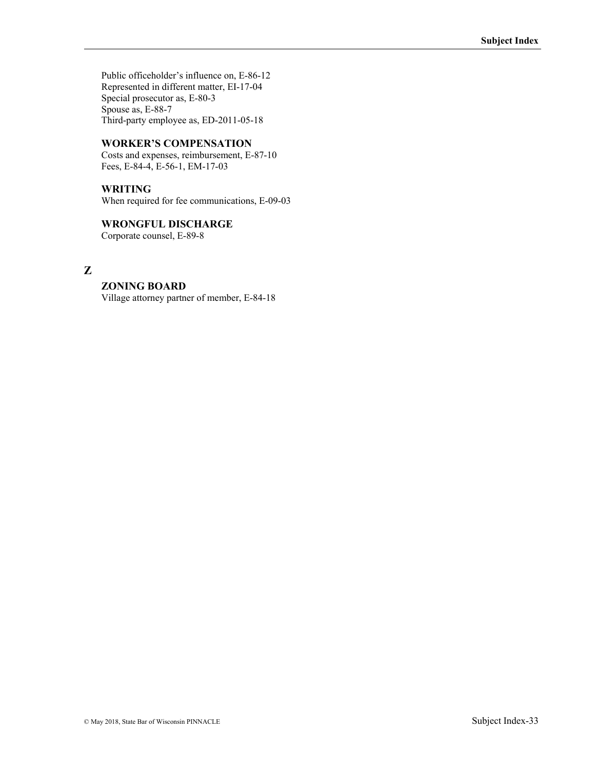Public officeholder's influence on, E-86-12
Represented in different matter, EI-17-04
Special prosecutor as, E-80-3
Spouse as, E-88-7
Third-party employee as, ED-2011-05-18

### WORKER'S COMPENSATION

Costs and expenses, reimbursement, E-87-10
Fees, E-84-4, E-56-1, EM-17-03

### WRITING

When required for fee communications, E-09-03

### WRONGFUL DISCHARGE

Corporate counsel, E-89-8

## Z

### ZONING BOARD

Village attorney partner of member, E-84-18